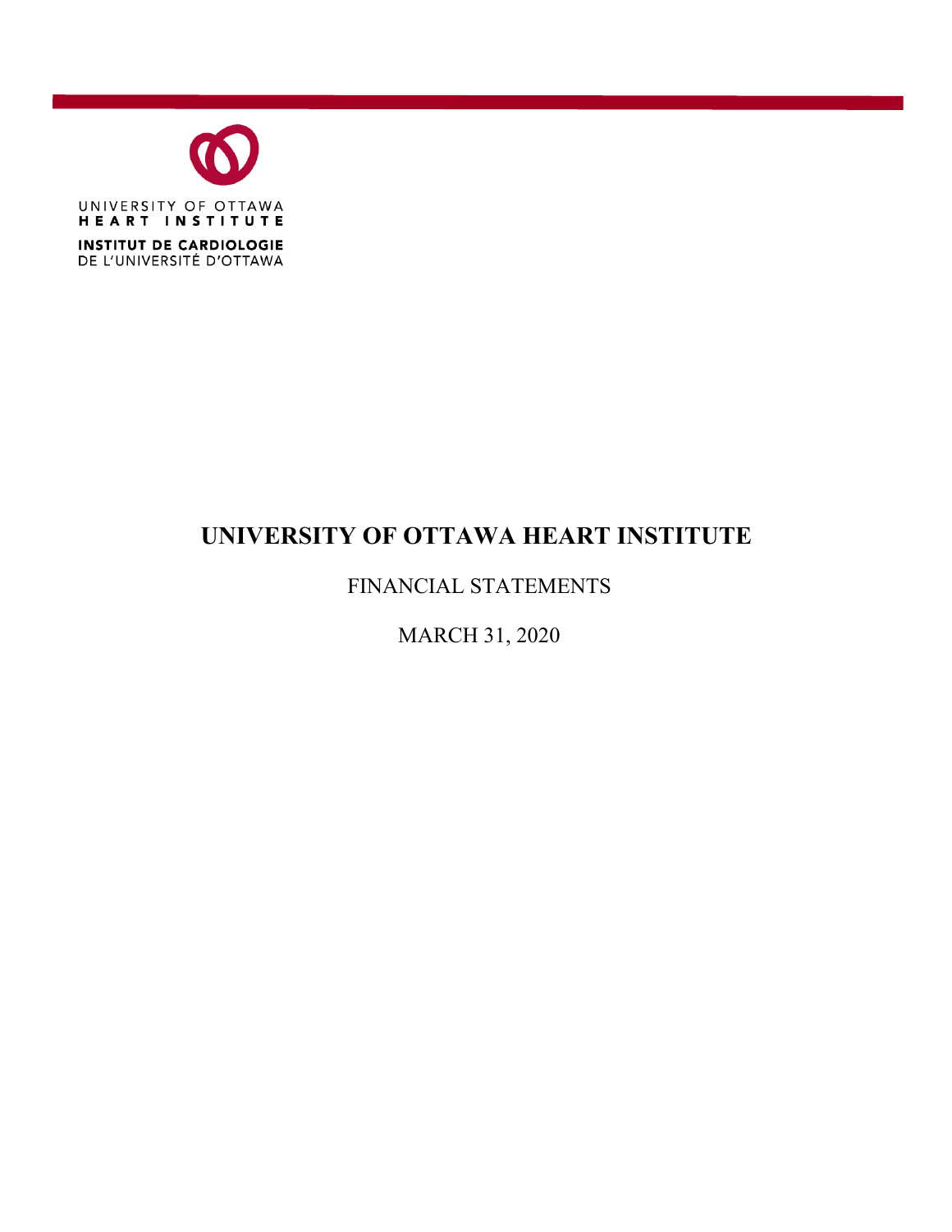UNIVERSITY OF OTTAWA
HEART INSTITUTE

INSTITUT DE CARDIOLOGIE
DE L'UNIVERSITÉ D'OTTAWA

# UNIVERSITY OF OTTAWA HEART INSTITUTE

FINANCIAL STATEMENTS

MARCH 31, 2020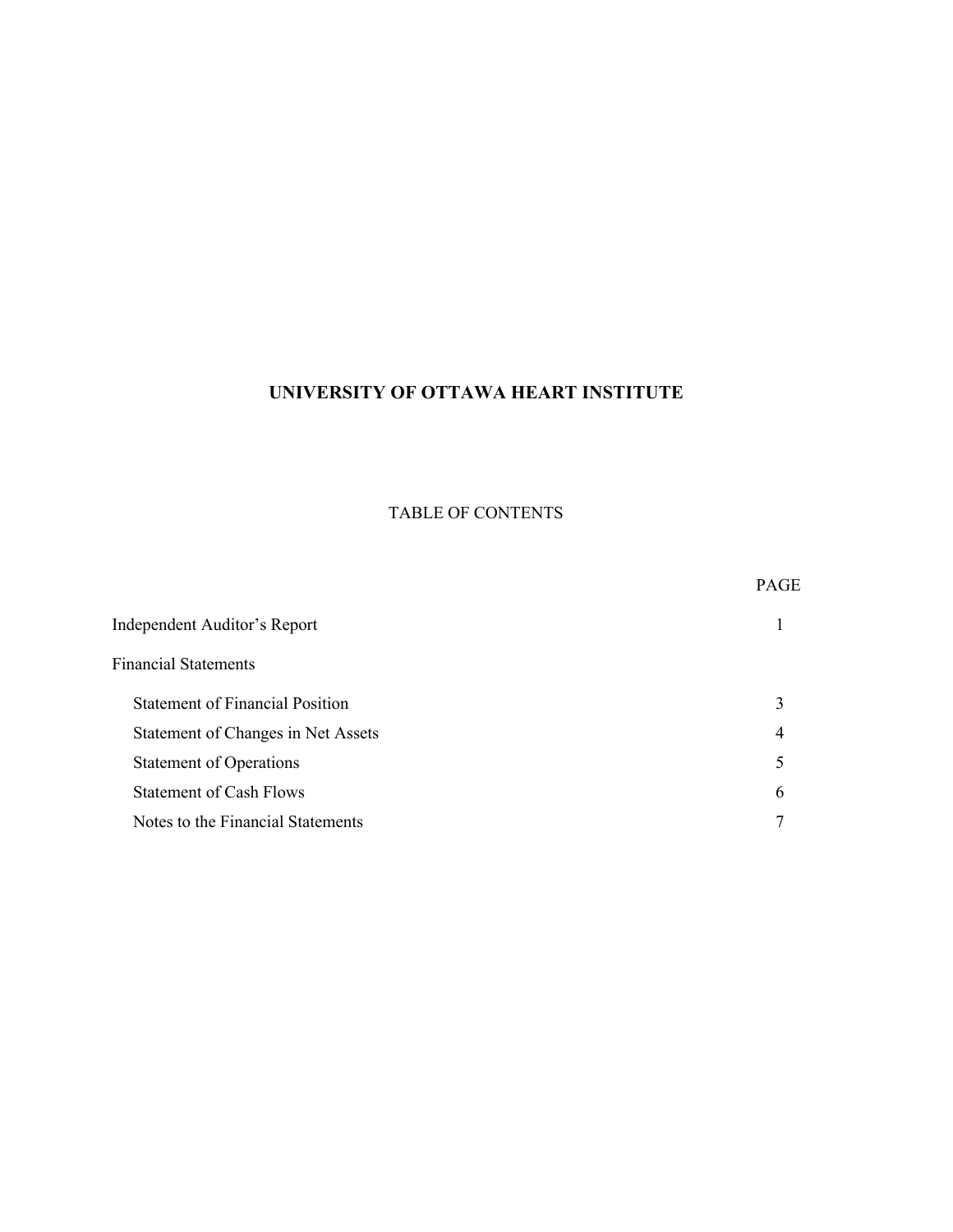# UNIVERSITY OF OTTAWA HEART INSTITUTE

## TABLE OF CONTENTS

| | PAGE |
|---|---|
| Independent Auditor's Report | 1 |
| Financial Statements | |
| Statement of Financial Position | 3 |
| Statement of Changes in Net Assets | 4 |
| Statement of Operations | 5 |
| Statement of Cash Flows | 6 |
| Notes to the Financial Statements | 7 |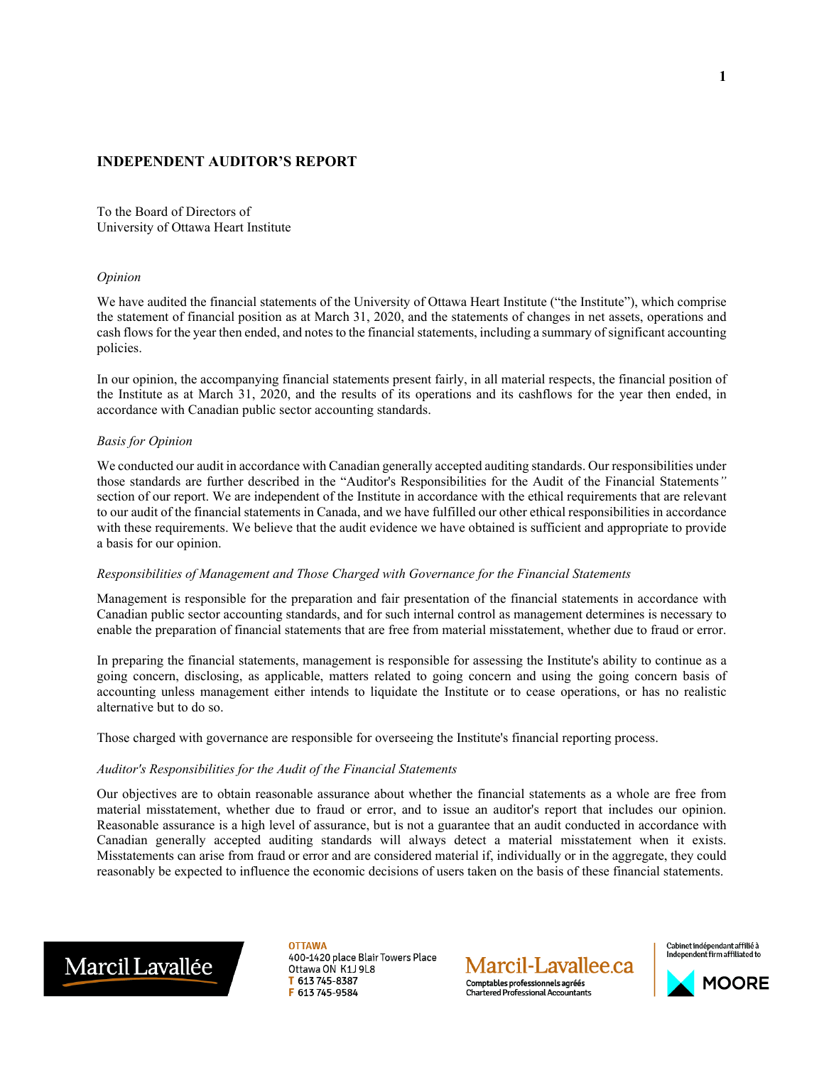## INDEPENDENT AUDITOR'S REPORT

To the Board of Directors of
University of Ottawa Heart Institute

*Opinion*

We have audited the financial statements of the University of Ottawa Heart Institute ("the Institute"), which comprise the statement of financial position as at March 31, 2020, and the statements of changes in net assets, operations and cash flows for the year then ended, and notes to the financial statements, including a summary of significant accounting policies.

In our opinion, the accompanying financial statements present fairly, in all material respects, the financial position of the Institute as at March 31, 2020, and the results of its operations and its cashflows for the year then ended, in accordance with Canadian public sector accounting standards.

*Basis for Opinion*

We conducted our audit in accordance with Canadian generally accepted auditing standards. Our responsibilities under those standards are further described in the "Auditor's Responsibilities for the Audit of the Financial Statements" section of our report. We are independent of the Institute in accordance with the ethical requirements that are relevant to our audit of the financial statements in Canada, and we have fulfilled our other ethical responsibilities in accordance with these requirements. We believe that the audit evidence we have obtained is sufficient and appropriate to provide a basis for our opinion.

*Responsibilities of Management and Those Charged with Governance for the Financial Statements*

Management is responsible for the preparation and fair presentation of the financial statements in accordance with Canadian public sector accounting standards, and for such internal control as management determines is necessary to enable the preparation of financial statements that are free from material misstatement, whether due to fraud or error.

In preparing the financial statements, management is responsible for assessing the Institute's ability to continue as a going concern, disclosing, as applicable, matters related to going concern and using the going concern basis of accounting unless management either intends to liquidate the Institute or to cease operations, or has no realistic alternative but to do so.

Those charged with governance are responsible for overseeing the Institute's financial reporting process.

*Auditor's Responsibilities for the Audit of the Financial Statements*

Our objectives are to obtain reasonable assurance about whether the financial statements as a whole are free from material misstatement, whether due to fraud or error, and to issue an auditor's report that includes our opinion. Reasonable assurance is a high level of assurance, but is not a guarantee that an audit conducted in accordance with Canadian generally accepted auditing standards will always detect a material misstatement when it exists. Misstatements can arise from fraud or error and are considered material if, individually or in the aggregate, they could reasonably be expected to influence the economic decisions of users taken on the basis of these financial statements.

Marcil Lavallée

OTTAWA
400-1420 place Blair Towers Place
Ottawa ON K1J 9L8
T 613 745-8387
F 613 745-9584

Marcil-Lavallee.ca
Comptables professionnels agréés
Chartered Professional Accountants

Cabinet indépendant affilié à
Independent firm affiliated to
MOORE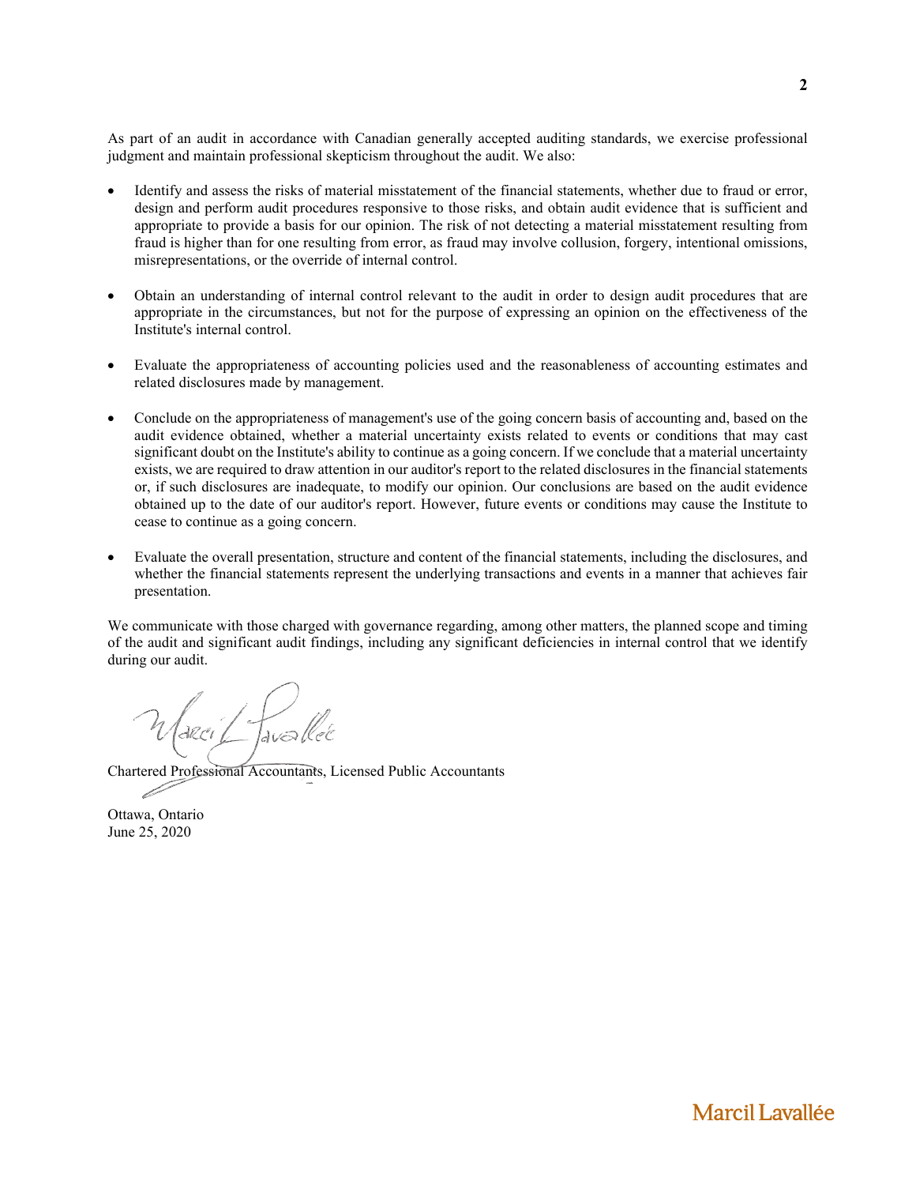As part of an audit in accordance with Canadian generally accepted auditing standards, we exercise professional judgment and maintain professional skepticism throughout the audit. We also:

- Identify and assess the risks of material misstatement of the financial statements, whether due to fraud or error, design and perform audit procedures responsive to those risks, and obtain audit evidence that is sufficient and appropriate to provide a basis for our opinion. The risk of not detecting a material misstatement resulting from fraud is higher than for one resulting from error, as fraud may involve collusion, forgery, intentional omissions, misrepresentations, or the override of internal control.

- Obtain an understanding of internal control relevant to the audit in order to design audit procedures that are appropriate in the circumstances, but not for the purpose of expressing an opinion on the effectiveness of the Institute's internal control.

- Evaluate the appropriateness of accounting policies used and the reasonableness of accounting estimates and related disclosures made by management.

- Conclude on the appropriateness of management's use of the going concern basis of accounting and, based on the audit evidence obtained, whether a material uncertainty exists related to events or conditions that may cast significant doubt on the Institute's ability to continue as a going concern. If we conclude that a material uncertainty exists, we are required to draw attention in our auditor's report to the related disclosures in the financial statements or, if such disclosures are inadequate, to modify our opinion. Our conclusions are based on the audit evidence obtained up to the date of our auditor's report. However, future events or conditions may cause the Institute to cease to continue as a going concern.

- Evaluate the overall presentation, structure and content of the financial statements, including the disclosures, and whether the financial statements represent the underlying transactions and events in a manner that achieves fair presentation.

We communicate with those charged with governance regarding, among other matters, the planned scope and timing of the audit and significant audit findings, including any significant deficiencies in internal control that we identify during our audit.

Marcil Lavallée

Chartered Professional Accountants, Licensed Public Accountants

Ottawa, Ontario
June 25, 2020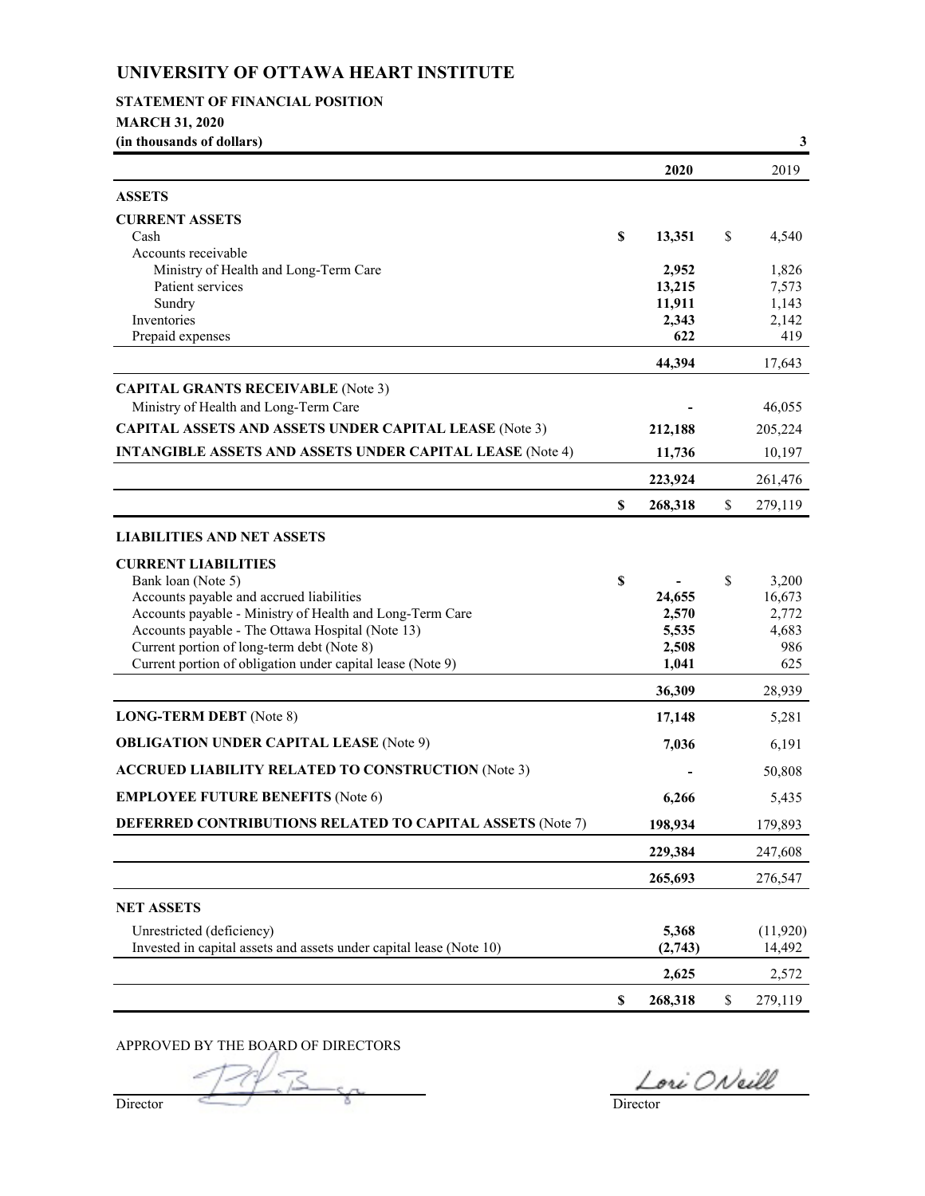# UNIVERSITY OF OTTAWA HEART INSTITUTE

**STATEMENT OF FINANCIAL POSITION**

**MARCH 31, 2020**

**(in thousands of dollars)**

| | **2020** | 2019 |
|---|---|---|
| **ASSETS** | | |
| **CURRENT ASSETS** | | |
| Cash | **$ 13,351** | $ 4,540 |
| Accounts receivable | | |
| Ministry of Health and Long-Term Care | **2,952** | 1,826 |
| Patient services | **13,215** | 7,573 |
| Sundry | **11,911** | 1,143 |
| Inventories | **2,343** | 2,142 |
| Prepaid expenses | **622** | 419 |
| | **44,394** | 17,643 |
| **CAPITAL GRANTS RECEIVABLE** (Note 3) | | |
| Ministry of Health and Long-Term Care | **-** | 46,055 |
| **CAPITAL ASSETS AND ASSETS UNDER CAPITAL LEASE** (Note 3) | **212,188** | 205,224 |
| **INTANGIBLE ASSETS AND ASSETS UNDER CAPITAL LEASE** (Note 4) | **11,736** | 10,197 |
| | **223,924** | 261,476 |
| | **$ 268,318** | $ 279,119 |
| **LIABILITIES AND NET ASSETS** | | |
| **CURRENT LIABILITIES** | | |
| Bank loan (Note 5) | **$ -** | $ 3,200 |
| Accounts payable and accrued liabilities | **24,655** | 16,673 |
| Accounts payable - Ministry of Health and Long-Term Care | **2,570** | 2,772 |
| Accounts payable - The Ottawa Hospital (Note 13) | **5,535** | 4,683 |
| Current portion of long-term debt (Note 8) | **2,508** | 986 |
| Current portion of obligation under capital lease (Note 9) | **1,041** | 625 |
| | **36,309** | 28,939 |
| **LONG-TERM DEBT** (Note 8) | **17,148** | 5,281 |
| **OBLIGATION UNDER CAPITAL LEASE** (Note 9) | **7,036** | 6,191 |
| **ACCRUED LIABILITY RELATED TO CONSTRUCTION** (Note 3) | **-** | 50,808 |
| **EMPLOYEE FUTURE BENEFITS** (Note 6) | **6,266** | 5,435 |
| **DEFERRED CONTRIBUTIONS RELATED TO CAPITAL ASSETS** (Note 7) | **198,934** | 179,893 |
| | **229,384** | 247,608 |
| | **265,693** | 276,547 |
| **NET ASSETS** | | |
| Unrestricted (deficiency) | **5,368** | (11,920) |
| Invested in capital assets and assets under capital lease (Note 10) | **(2,743)** | 14,492 |
| | **2,625** | 2,572 |
| | **$ 268,318** | $ 279,119 |

APPROVED BY THE BOARD OF DIRECTORS

Director

Lori O'Neill
Director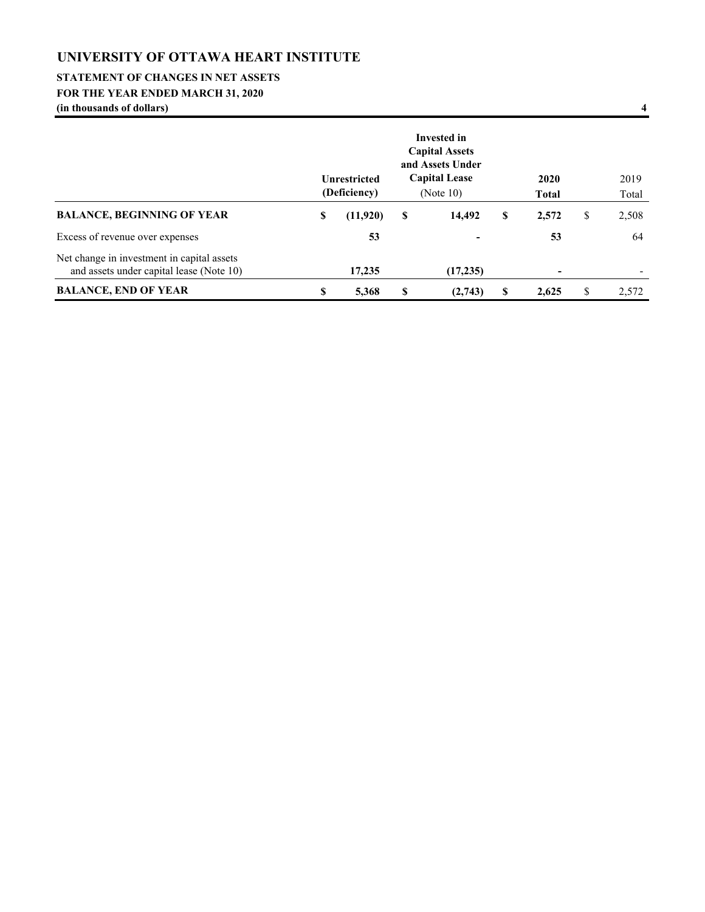# UNIVERSITY OF OTTAWA HEART INSTITUTE

## STATEMENT OF CHANGES IN NET ASSETS

### FOR THE YEAR ENDED MARCH 31, 2020

**(in thousands of dollars)**

| | Unrestricted (Deficiency) | Invested in Capital Assets and Assets Under Capital Lease (Note 10) | 2020 Total | 2019 Total |
|---|---|---|---|---|
| **BALANCE, BEGINNING OF YEAR** | **$ (11,920)** | **$ 14,492** | **$ 2,572** | $ 2,508 |
| Excess of revenue over expenses | **53** | **-** | **53** | 64 |
| Net change in investment in capital assets and assets under capital lease (Note 10) | **17,235** | **(17,235)** | **-** | - |
| **BALANCE, END OF YEAR** | **$ 5,368** | **$ (2,743)** | **$ 2,625** | $ 2,572 |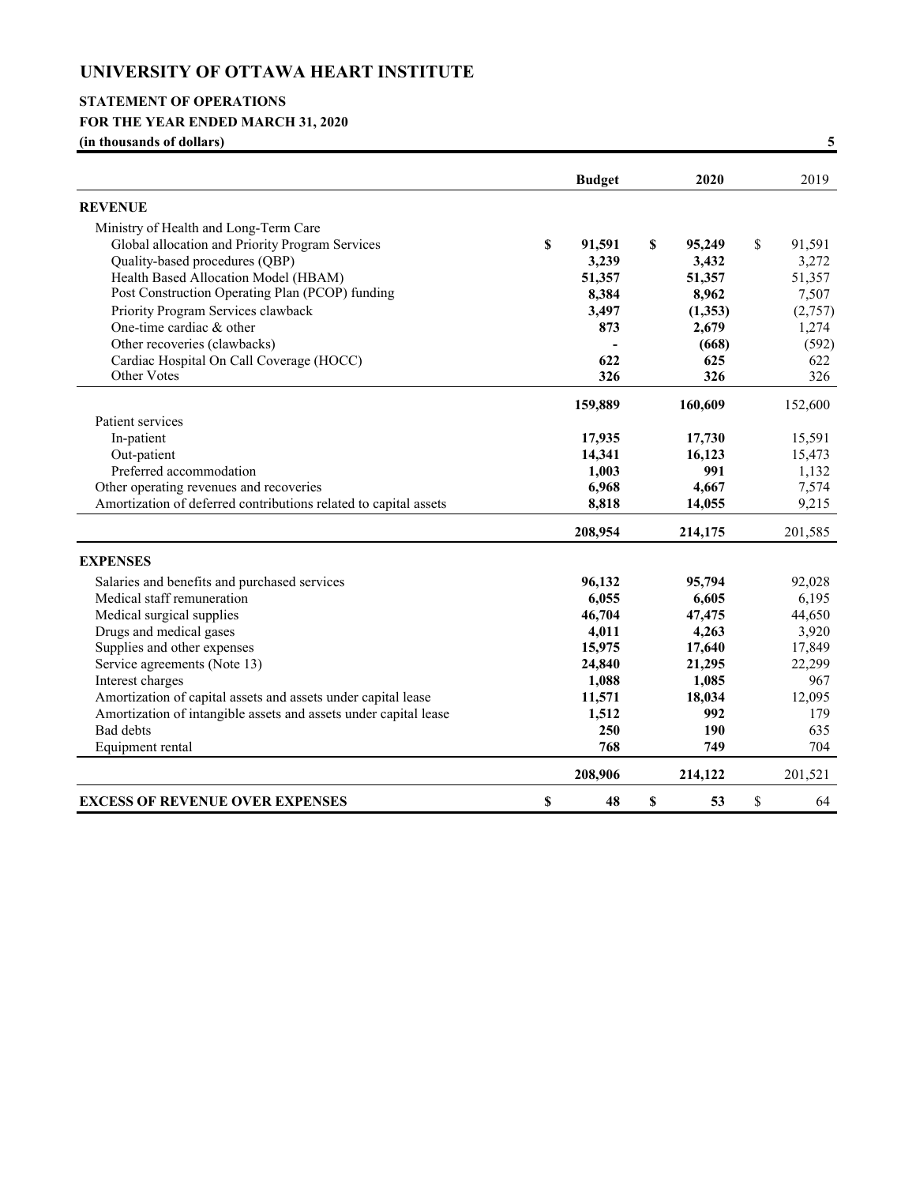# UNIVERSITY OF OTTAWA HEART INSTITUTE

## STATEMENT OF OPERATIONS

**FOR THE YEAR ENDED MARCH 31, 2020**

**(in thousands of dollars)**

| | Budget | 2020 | 2019 |
|---|---|---|---|
| **REVENUE** | | | |
| Ministry of Health and Long-Term Care | | | |
| Global allocation and Priority Program Services | **$ 91,591** | **$ 95,249** | $ 91,591 |
| Quality-based procedures (QBP) | **3,239** | **3,432** | 3,272 |
| Health Based Allocation Model (HBAM) | **51,357** | **51,357** | 51,357 |
| Post Construction Operating Plan (PCOP) funding | **8,384** | **8,962** | 7,507 |
| Priority Program Services clawback | **3,497** | **(1,353)** | (2,757) |
| One-time cardiac & other | **873** | **2,679** | 1,274 |
| Other recoveries (clawbacks) | **-** | **(668)** | (592) |
| Cardiac Hospital On Call Coverage (HOCC) | **622** | **625** | 622 |
| Other Votes | **326** | **326** | 326 |
| | **159,889** | **160,609** | 152,600 |
| Patient services | | | |
| In-patient | **17,935** | **17,730** | 15,591 |
| Out-patient | **14,341** | **16,123** | 15,473 |
| Preferred accommodation | **1,003** | **991** | 1,132 |
| Other operating revenues and recoveries | **6,968** | **4,667** | 7,574 |
| Amortization of deferred contributions related to capital assets | **8,818** | **14,055** | 9,215 |
| | **208,954** | **214,175** | 201,585 |
| **EXPENSES** | | | |
| Salaries and benefits and purchased services | **96,132** | **95,794** | 92,028 |
| Medical staff remuneration | **6,055** | **6,605** | 6,195 |
| Medical surgical supplies | **46,704** | **47,475** | 44,650 |
| Drugs and medical gases | **4,011** | **4,263** | 3,920 |
| Supplies and other expenses | **15,975** | **17,640** | 17,849 |
| Service agreements (Note 13) | **24,840** | **21,295** | 22,299 |
| Interest charges | **1,088** | **1,085** | 967 |
| Amortization of capital assets and assets under capital lease | **11,571** | **18,034** | 12,095 |
| Amortization of intangible assets and assets under capital lease | **1,512** | **992** | 179 |
| Bad debts | **250** | **190** | 635 |
| Equipment rental | **768** | **749** | 704 |
| | **208,906** | **214,122** | 201,521 |
| **EXCESS OF REVENUE OVER EXPENSES** | **$ 48** | **$ 53** | $ 64 |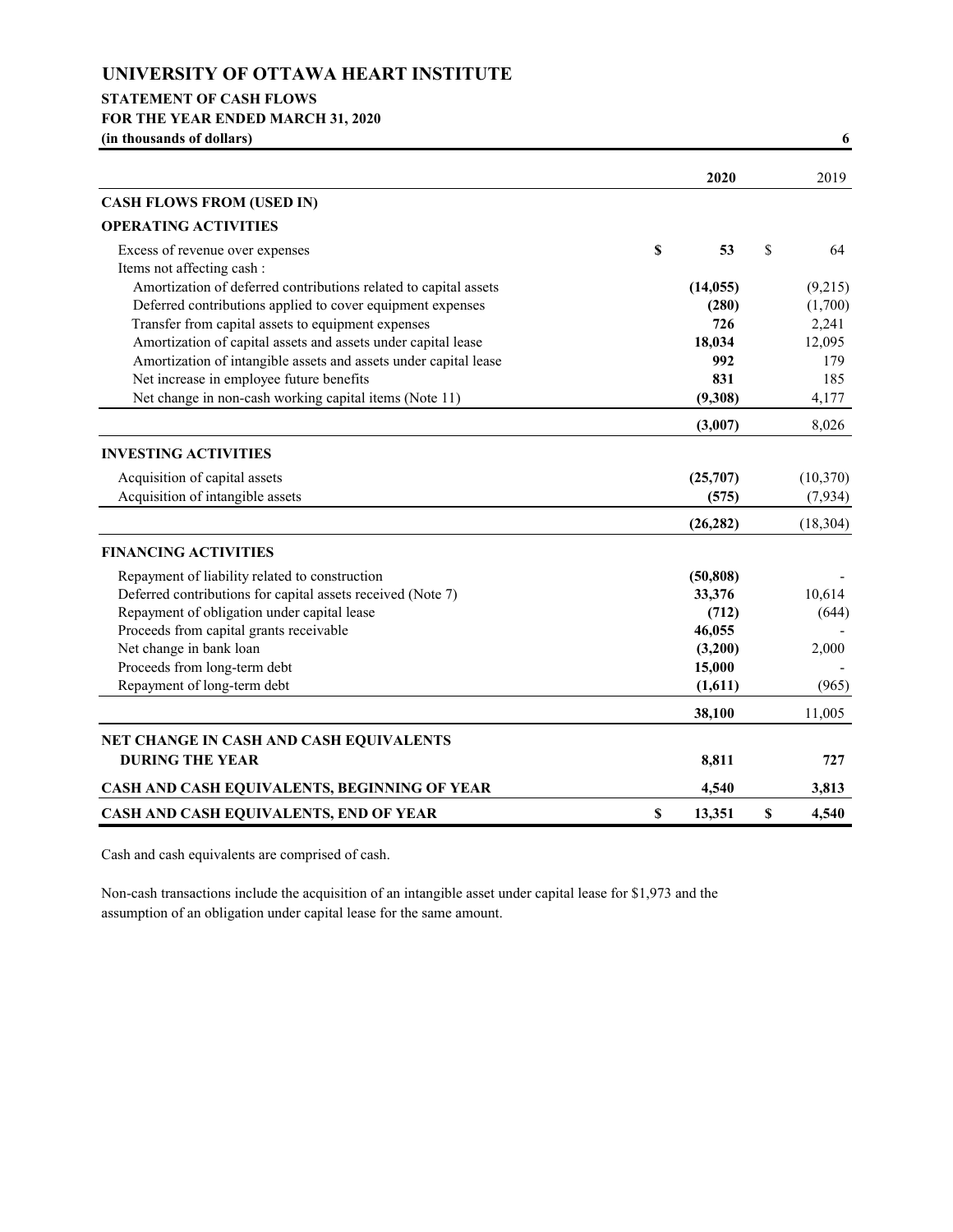# UNIVERSITY OF OTTAWA HEART INSTITUTE

## STATEMENT OF CASH FLOWS

**FOR THE YEAR ENDED MARCH 31, 2020**

**(in thousands of dollars)**

| | 2020 | 2019 |
|---|---|---|
| **CASH FLOWS FROM (USED IN)** | | |
| **OPERATING ACTIVITIES** | | |
| Excess of revenue over expenses | $ 53 | $ 64 |
| Items not affecting cash : | | |
| Amortization of deferred contributions related to capital assets | (14,055) | (9,215) |
| Deferred contributions applied to cover equipment expenses | (280) | (1,700) |
| Transfer from capital assets to equipment expenses | 726 | 2,241 |
| Amortization of capital assets and assets under capital lease | 18,034 | 12,095 |
| Amortization of intangible assets and assets under capital lease | 992 | 179 |
| Net increase in employee future benefits | 831 | 185 |
| Net change in non-cash working capital items (Note 11) | (9,308) | 4,177 |
| | (3,007) | 8,026 |
| **INVESTING ACTIVITIES** | | |
| Acquisition of capital assets | (25,707) | (10,370) |
| Acquisition of intangible assets | (575) | (7,934) |
| | (26,282) | (18,304) |
| **FINANCING ACTIVITIES** | | |
| Repayment of liability related to construction | (50,808) | - |
| Deferred contributions for capital assets received (Note 7) | 33,376 | 10,614 |
| Repayment of obligation under capital lease | (712) | (644) |
| Proceeds from capital grants receivable | 46,055 | - |
| Net change in bank loan | (3,200) | 2,000 |
| Proceeds from long-term debt | 15,000 | - |
| Repayment of long-term debt | (1,611) | (965) |
| | 38,100 | 11,005 |
| **NET CHANGE IN CASH AND CASH EQUIVALENTS DURING THE YEAR** | 8,811 | 727 |
| **CASH AND CASH EQUIVALENTS, BEGINNING OF YEAR** | 4,540 | 3,813 |
| **CASH AND CASH EQUIVALENTS, END OF YEAR** | $ 13,351 | $ 4,540 |

Cash and cash equivalents are comprised of cash.

Non-cash transactions include the acquisition of an intangible asset under capital lease for $1,973 and the assumption of an obligation under capital lease for the same amount.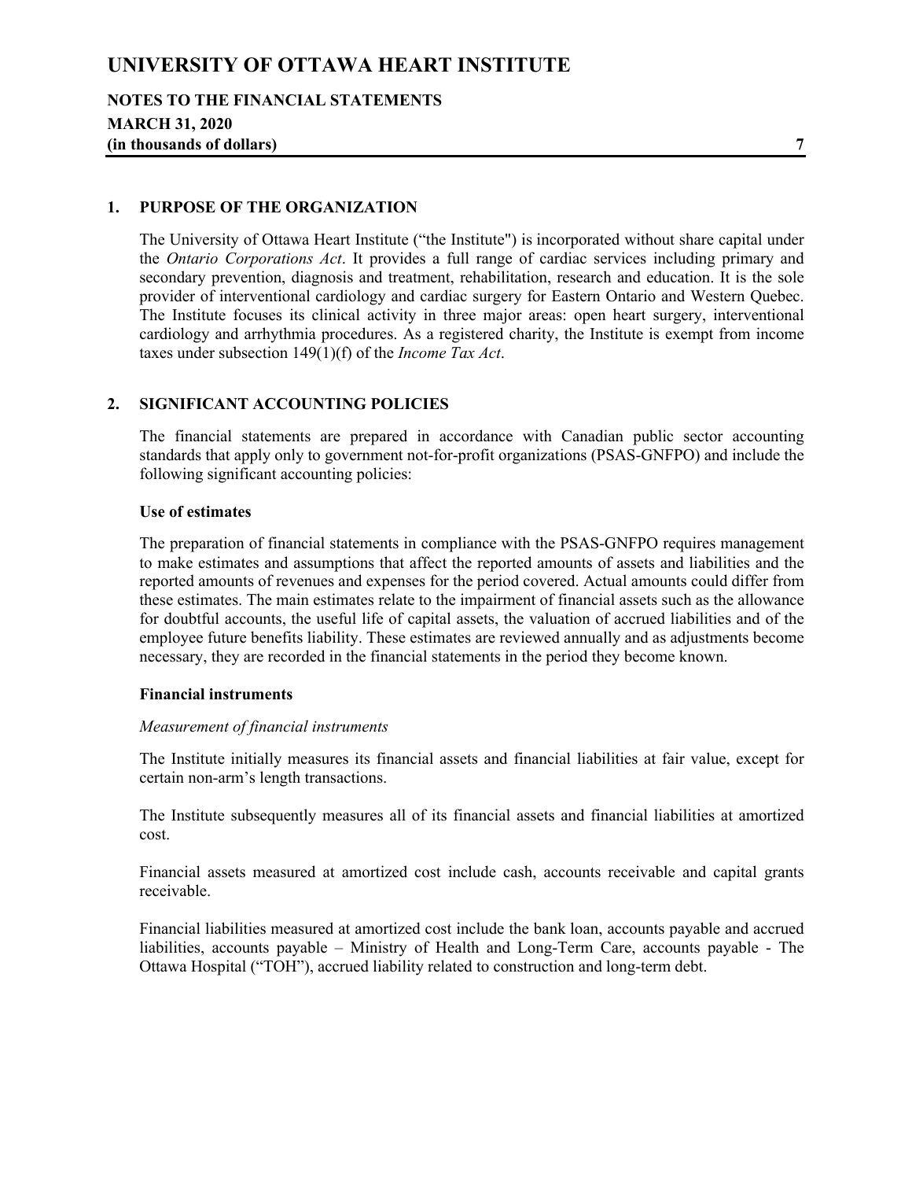## 1. PURPOSE OF THE ORGANIZATION

The University of Ottawa Heart Institute ("the Institute") is incorporated without share capital under the *Ontario Corporations Act*. It provides a full range of cardiac services including primary and secondary prevention, diagnosis and treatment, rehabilitation, research and education. It is the sole provider of interventional cardiology and cardiac surgery for Eastern Ontario and Western Quebec. The Institute focuses its clinical activity in three major areas: open heart surgery, interventional cardiology and arrhythmia procedures. As a registered charity, the Institute is exempt from income taxes under subsection 149(1)(f) of the *Income Tax Act*.

## 2. SIGNIFICANT ACCOUNTING POLICIES

The financial statements are prepared in accordance with Canadian public sector accounting standards that apply only to government not-for-profit organizations (PSAS-GNFPO) and include the following significant accounting policies:

### Use of estimates

The preparation of financial statements in compliance with the PSAS-GNFPO requires management to make estimates and assumptions that affect the reported amounts of assets and liabilities and the reported amounts of revenues and expenses for the period covered. Actual amounts could differ from these estimates. The main estimates relate to the impairment of financial assets such as the allowance for doubtful accounts, the useful life of capital assets, the valuation of accrued liabilities and of the employee future benefits liability. These estimates are reviewed annually and as adjustments become necessary, they are recorded in the financial statements in the period they become known.

### Financial instruments

*Measurement of financial instruments*

The Institute initially measures its financial assets and financial liabilities at fair value, except for certain non-arm's length transactions.

The Institute subsequently measures all of its financial assets and financial liabilities at amortized cost.

Financial assets measured at amortized cost include cash, accounts receivable and capital grants receivable.

Financial liabilities measured at amortized cost include the bank loan, accounts payable and accrued liabilities, accounts payable – Ministry of Health and Long-Term Care, accounts payable - The Ottawa Hospital ("TOH"), accrued liability related to construction and long-term debt.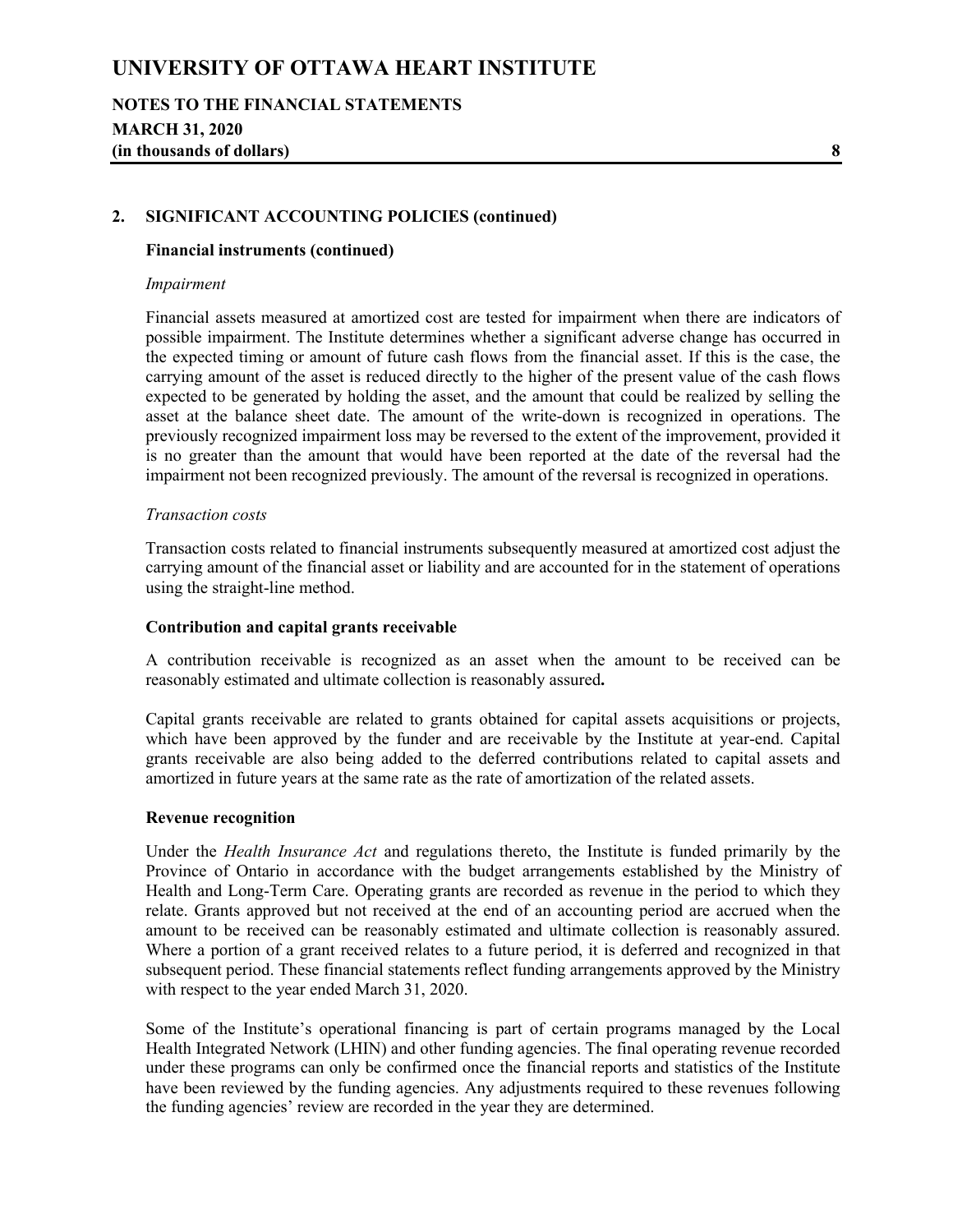## 2. SIGNIFICANT ACCOUNTING POLICIES (continued)

### Financial instruments (continued)

*Impairment*

Financial assets measured at amortized cost are tested for impairment when there are indicators of possible impairment. The Institute determines whether a significant adverse change has occurred in the expected timing or amount of future cash flows from the financial asset. If this is the case, the carrying amount of the asset is reduced directly to the higher of the present value of the cash flows expected to be generated by holding the asset, and the amount that could be realized by selling the asset at the balance sheet date. The amount of the write-down is recognized in operations. The previously recognized impairment loss may be reversed to the extent of the improvement, provided it is no greater than the amount that would have been reported at the date of the reversal had the impairment not been recognized previously. The amount of the reversal is recognized in operations.

*Transaction costs*

Transaction costs related to financial instruments subsequently measured at amortized cost adjust the carrying amount of the financial asset or liability and are accounted for in the statement of operations using the straight-line method.

### Contribution and capital grants receivable

A contribution receivable is recognized as an asset when the amount to be received can be reasonably estimated and ultimate collection is reasonably assured**.**

Capital grants receivable are related to grants obtained for capital assets acquisitions or projects, which have been approved by the funder and are receivable by the Institute at year-end. Capital grants receivable are also being added to the deferred contributions related to capital assets and amortized in future years at the same rate as the rate of amortization of the related assets.

### Revenue recognition

Under the *Health Insurance Act* and regulations thereto, the Institute is funded primarily by the Province of Ontario in accordance with the budget arrangements established by the Ministry of Health and Long-Term Care. Operating grants are recorded as revenue in the period to which they relate. Grants approved but not received at the end of an accounting period are accrued when the amount to be received can be reasonably estimated and ultimate collection is reasonably assured. Where a portion of a grant received relates to a future period, it is deferred and recognized in that subsequent period. These financial statements reflect funding arrangements approved by the Ministry with respect to the year ended March 31, 2020.

Some of the Institute's operational financing is part of certain programs managed by the Local Health Integrated Network (LHIN) and other funding agencies. The final operating revenue recorded under these programs can only be confirmed once the financial reports and statistics of the Institute have been reviewed by the funding agencies. Any adjustments required to these revenues following the funding agencies' review are recorded in the year they are determined.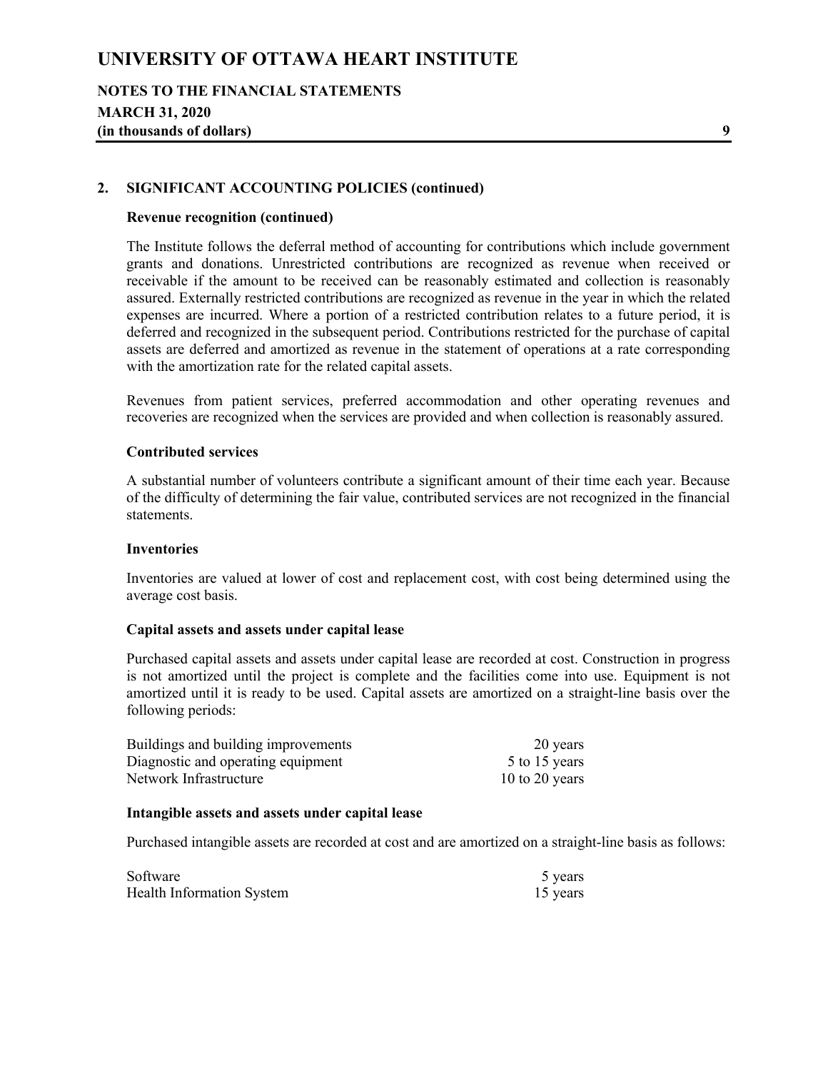## 2. SIGNIFICANT ACCOUNTING POLICIES (continued)

### Revenue recognition (continued)

The Institute follows the deferral method of accounting for contributions which include government grants and donations. Unrestricted contributions are recognized as revenue when received or receivable if the amount to be received can be reasonably estimated and collection is reasonably assured. Externally restricted contributions are recognized as revenue in the year in which the related expenses are incurred. Where a portion of a restricted contribution relates to a future period, it is deferred and recognized in the subsequent period. Contributions restricted for the purchase of capital assets are deferred and amortized as revenue in the statement of operations at a rate corresponding with the amortization rate for the related capital assets.

Revenues from patient services, preferred accommodation and other operating revenues and recoveries are recognized when the services are provided and when collection is reasonably assured.

### Contributed services

A substantial number of volunteers contribute a significant amount of their time each year. Because of the difficulty of determining the fair value, contributed services are not recognized in the financial statements.

### Inventories

Inventories are valued at lower of cost and replacement cost, with cost being determined using the average cost basis.

### Capital assets and assets under capital lease

Purchased capital assets and assets under capital lease are recorded at cost. Construction in progress is not amortized until the project is complete and the facilities come into use. Equipment is not amortized until it is ready to be used. Capital assets are amortized on a straight-line basis over the following periods:

| | |
|---|---|
| Buildings and building improvements | 20 years |
| Diagnostic and operating equipment | 5 to 15 years |
| Network Infrastructure | 10 to 20 years |

### Intangible assets and assets under capital lease

Purchased intangible assets are recorded at cost and are amortized on a straight-line basis as follows:

| | |
|---|---|
| Software | 5 years |
| Health Information System | 15 years |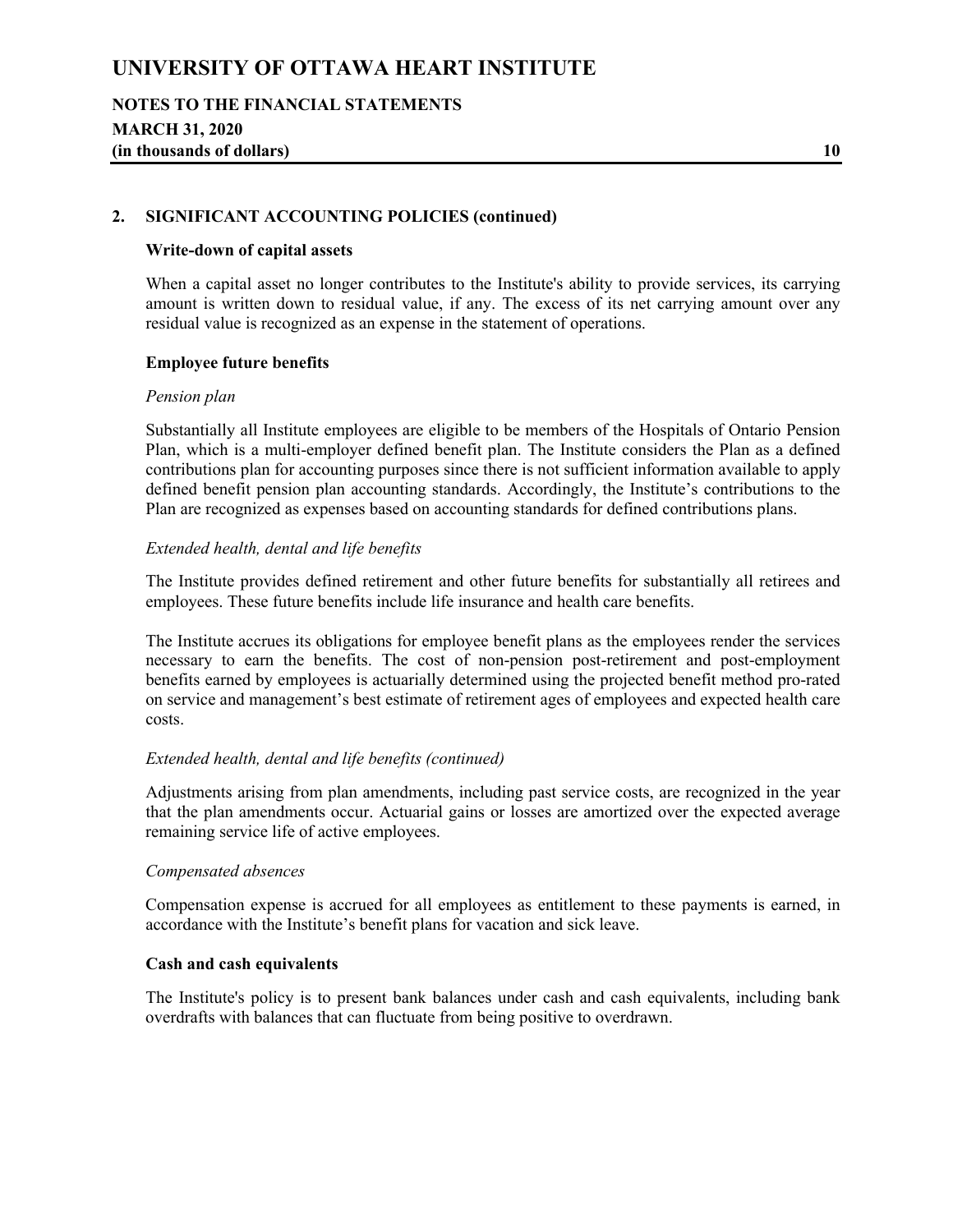## 2. SIGNIFICANT ACCOUNTING POLICIES (continued)

### Write-down of capital assets

When a capital asset no longer contributes to the Institute's ability to provide services, its carrying amount is written down to residual value, if any. The excess of its net carrying amount over any residual value is recognized as an expense in the statement of operations.

### Employee future benefits

*Pension plan*

Substantially all Institute employees are eligible to be members of the Hospitals of Ontario Pension Plan, which is a multi-employer defined benefit plan. The Institute considers the Plan as a defined contributions plan for accounting purposes since there is not sufficient information available to apply defined benefit pension plan accounting standards. Accordingly, the Institute's contributions to the Plan are recognized as expenses based on accounting standards for defined contributions plans.

*Extended health, dental and life benefits*

The Institute provides defined retirement and other future benefits for substantially all retirees and employees. These future benefits include life insurance and health care benefits.

The Institute accrues its obligations for employee benefit plans as the employees render the services necessary to earn the benefits. The cost of non-pension post-retirement and post-employment benefits earned by employees is actuarially determined using the projected benefit method pro-rated on service and management's best estimate of retirement ages of employees and expected health care costs.

*Extended health, dental and life benefits (continued)*

Adjustments arising from plan amendments, including past service costs, are recognized in the year that the plan amendments occur. Actuarial gains or losses are amortized over the expected average remaining service life of active employees.

*Compensated absences*

Compensation expense is accrued for all employees as entitlement to these payments is earned, in accordance with the Institute's benefit plans for vacation and sick leave.

### Cash and cash equivalents

The Institute's policy is to present bank balances under cash and cash equivalents, including bank overdrafts with balances that can fluctuate from being positive to overdrawn.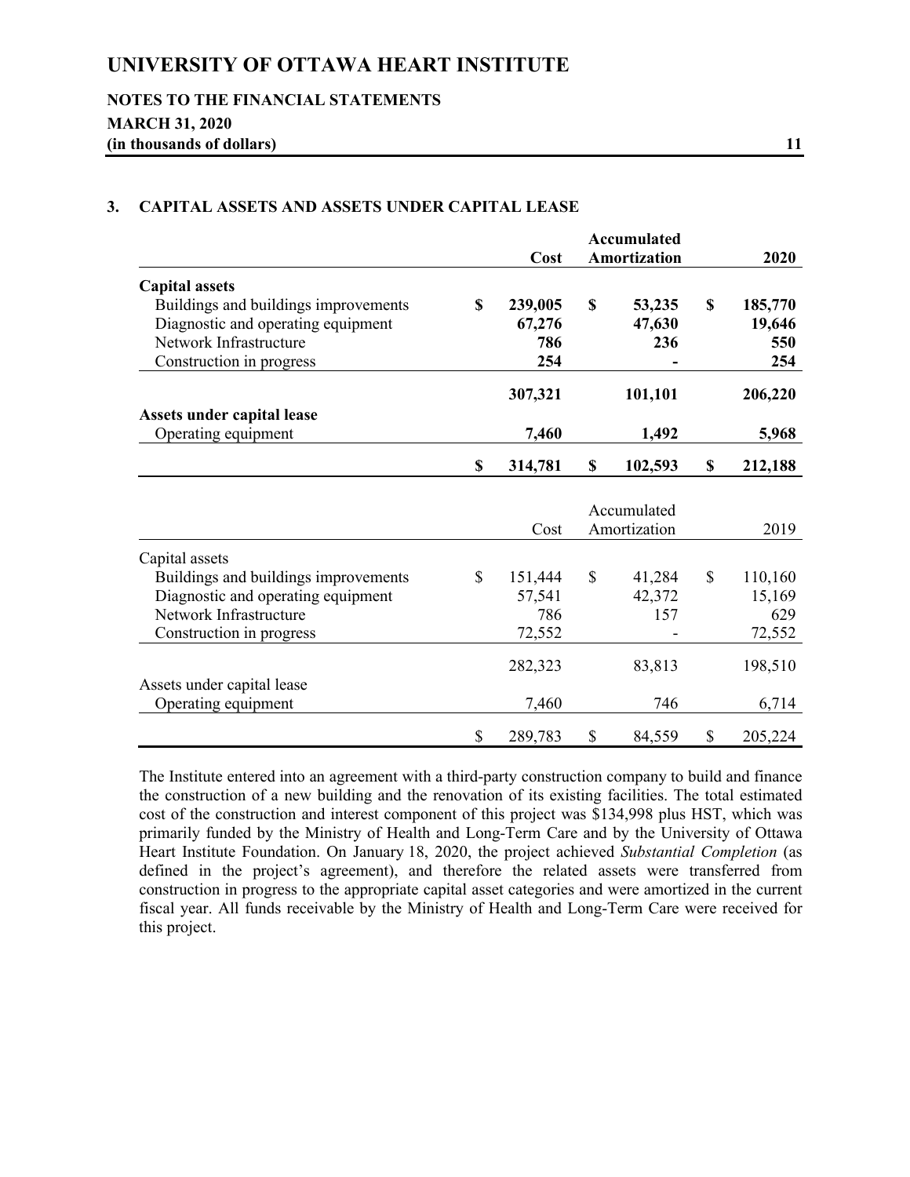## 3. CAPITAL ASSETS AND ASSETS UNDER CAPITAL LEASE

| | Cost | Accumulated Amortization | 2020 |
|---|---|---|---|
| **Capital assets** | | | |
| Buildings and buildings improvements | **$ 239,005** | **$ 53,235** | **$ 185,770** |
| Diagnostic and operating equipment | **67,276** | **47,630** | **19,646** |
| Network Infrastructure | **786** | **236** | **550** |
| Construction in progress | **254** | **-** | **254** |
| | **307,321** | **101,101** | **206,220** |
| **Assets under capital lease** | | | |
| Operating equipment | **7,460** | **1,492** | **5,968** |
| | **$ 314,781** | **$ 102,593** | **$ 212,188** |

| | Cost | Accumulated Amortization | 2019 |
|---|---|---|---|
| Capital assets | | | |
| Buildings and buildings improvements | $ 151,444 | $ 41,284 | $ 110,160 |
| Diagnostic and operating equipment | 57,541 | 42,372 | 15,169 |
| Network Infrastructure | 786 | 157 | 629 |
| Construction in progress | 72,552 | - | 72,552 |
| | 282,323 | 83,813 | 198,510 |
| Assets under capital lease | | | |
| Operating equipment | 7,460 | 746 | 6,714 |
| | $ 289,783 | $ 84,559 | $ 205,224 |

The Institute entered into an agreement with a third-party construction company to build and finance the construction of a new building and the renovation of its existing facilities. The total estimated cost of the construction and interest component of this project was $134,998 plus HST, which was primarily funded by the Ministry of Health and Long-Term Care and by the University of Ottawa Heart Institute Foundation. On January 18, 2020, the project achieved *Substantial Completion* (as defined in the project's agreement), and therefore the related assets were transferred from construction in progress to the appropriate capital asset categories and were amortized in the current fiscal year. All funds receivable by the Ministry of Health and Long-Term Care were received for this project.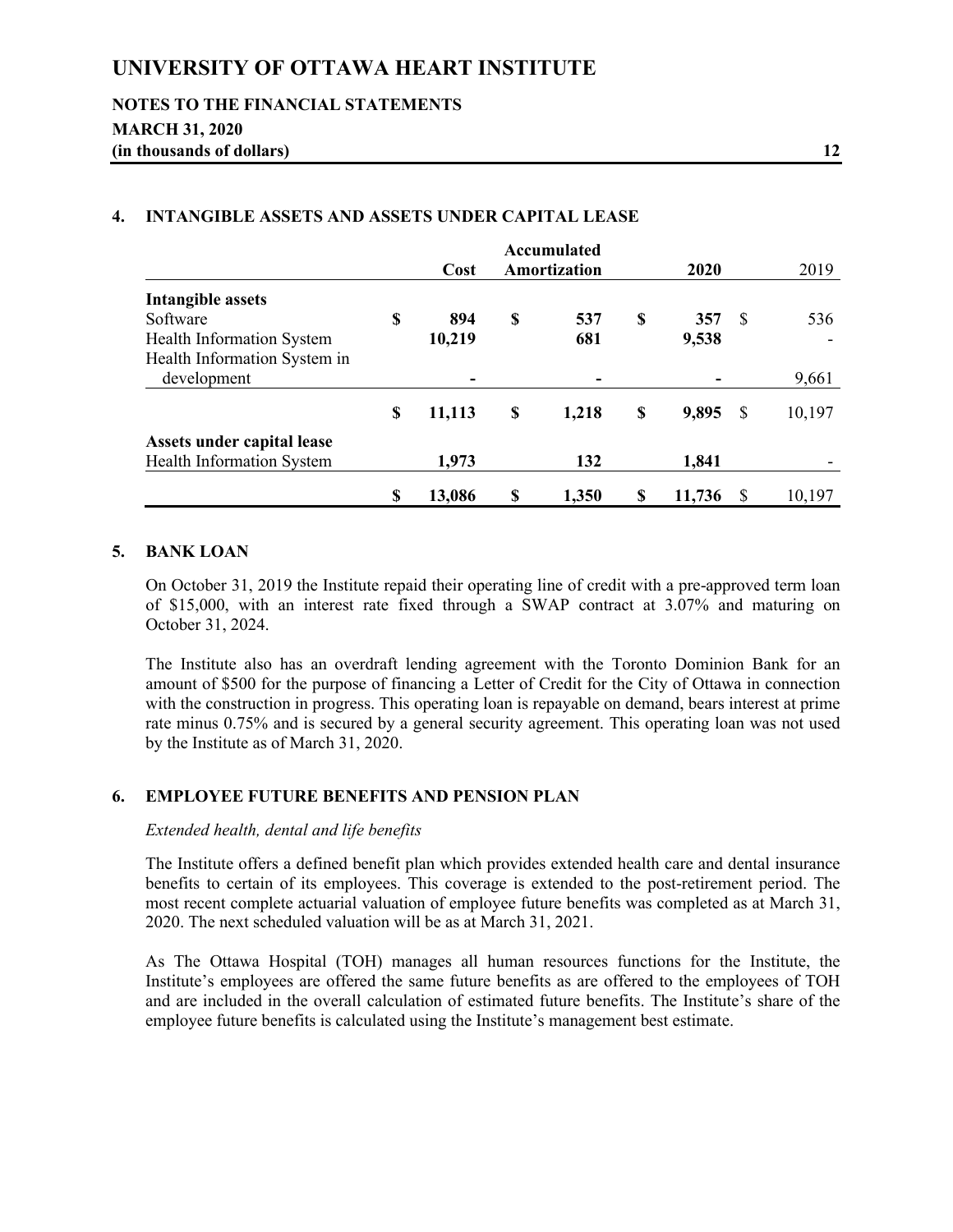## 4. INTANGIBLE ASSETS AND ASSETS UNDER CAPITAL LEASE

| | Cost | Accumulated Amortization | 2020 | 2019 |
|---|---|---|---|---|
| **Intangible assets** | | | | |
| Software | $ 894 | $ 537 | $ 357 | $ 536 |
| Health Information System | 10,219 | 681 | 9,538 | - |
| Health Information System in development | - | - | - | 9,661 |
| | $ 11,113 | $ 1,218 | $ 9,895 | $ 10,197 |
| **Assets under capital lease** | | | | |
| Health Information System | 1,973 | 132 | 1,841 | - |
| | $ 13,086 | $ 1,350 | $ 11,736 | $ 10,197 |

## 5. BANK LOAN

On October 31, 2019 the Institute repaid their operating line of credit with a pre-approved term loan of $15,000, with an interest rate fixed through a SWAP contract at 3.07% and maturing on October 31, 2024.

The Institute also has an overdraft lending agreement with the Toronto Dominion Bank for an amount of $500 for the purpose of financing a Letter of Credit for the City of Ottawa in connection with the construction in progress. This operating loan is repayable on demand, bears interest at prime rate minus 0.75% and is secured by a general security agreement. This operating loan was not used by the Institute as of March 31, 2020.

## 6. EMPLOYEE FUTURE BENEFITS AND PENSION PLAN

*Extended health, dental and life benefits*

The Institute offers a defined benefit plan which provides extended health care and dental insurance benefits to certain of its employees. This coverage is extended to the post-retirement period. The most recent complete actuarial valuation of employee future benefits was completed as at March 31, 2020. The next scheduled valuation will be as at March 31, 2021.

As The Ottawa Hospital (TOH) manages all human resources functions for the Institute, the Institute's employees are offered the same future benefits as are offered to the employees of TOH and are included in the overall calculation of estimated future benefits. The Institute's share of the employee future benefits is calculated using the Institute's management best estimate.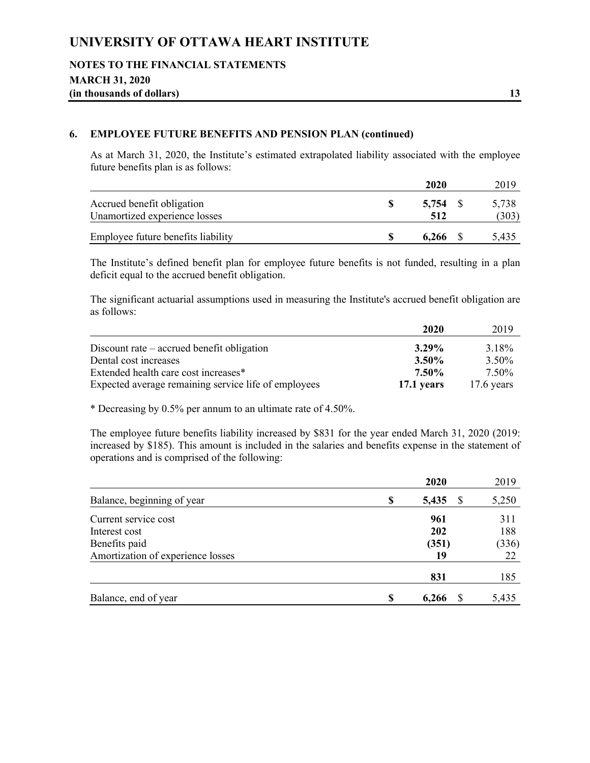## 6. EMPLOYEE FUTURE BENEFITS AND PENSION PLAN (continued)

As at March 31, 2020, the Institute's estimated extrapolated liability associated with the employee future benefits plan is as follows:

| | 2020 | 2019 |
|---|---|---|
| Accrued benefit obligation | **$ 5,754** | $ 5,738 |
| Unamortized experience losses | **512** | (303) |
| Employee future benefits liability | **$ 6,266** | $ 5,435 |

The Institute's defined benefit plan for employee future benefits is not funded, resulting in a plan deficit equal to the accrued benefit obligation.

The significant actuarial assumptions used in measuring the Institute's accrued benefit obligation are as follows:

| | 2020 | 2019 |
|---|---|---|
| Discount rate – accrued benefit obligation | **3.29%** | 3.18% |
| Dental cost increases | **3.50%** | 3.50% |
| Extended health care cost increases* | **7.50%** | 7.50% |
| Expected average remaining service life of employees | **17.1 years** | 17.6 years |

* Decreasing by 0.5% per annum to an ultimate rate of 4.50%.

The employee future benefits liability increased by $831 for the year ended March 31, 2020 (2019: increased by $185). This amount is included in the salaries and benefits expense in the statement of operations and is comprised of the following:

| | 2020 | 2019 |
|---|---|---|
| Balance, beginning of year | **$ 5,435** | $ 5,250 |
| Current service cost | **961** | 311 |
| Interest cost | **202** | 188 |
| Benefits paid | **(351)** | (336) |
| Amortization of experience losses | **19** | 22 |
| | **831** | 185 |
| Balance, end of year | **$ 6,266** | $ 5,435 |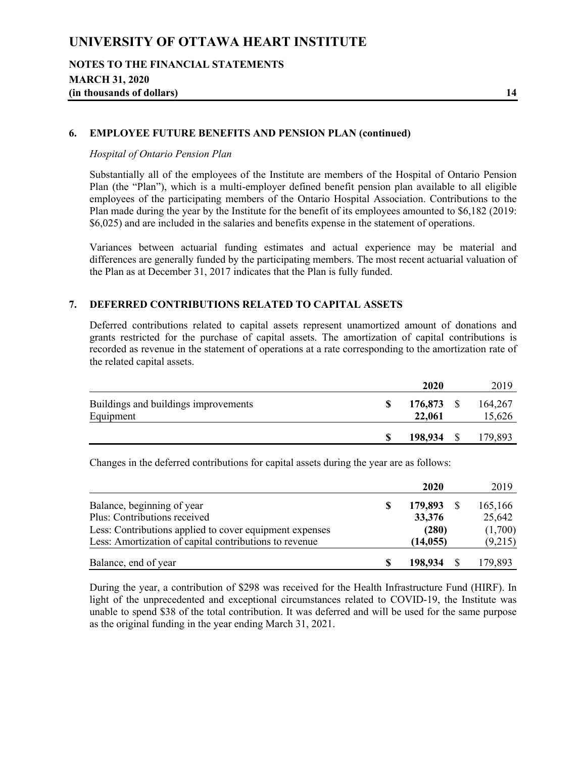## 6. EMPLOYEE FUTURE BENEFITS AND PENSION PLAN (continued)

*Hospital of Ontario Pension Plan*

Substantially all of the employees of the Institute are members of the Hospital of Ontario Pension Plan (the "Plan"), which is a multi-employer defined benefit pension plan available to all eligible employees of the participating members of the Ontario Hospital Association. Contributions to the Plan made during the year by the Institute for the benefit of its employees amounted to $6,182 (2019: $6,025) and are included in the salaries and benefits expense in the statement of operations.

Variances between actuarial funding estimates and actual experience may be material and differences are generally funded by the participating members. The most recent actuarial valuation of the Plan as at December 31, 2017 indicates that the Plan is fully funded.

## 7. DEFERRED CONTRIBUTIONS RELATED TO CAPITAL ASSETS

Deferred contributions related to capital assets represent unamortized amount of donations and grants restricted for the purchase of capital assets. The amortization of capital contributions is recorded as revenue in the statement of operations at a rate corresponding to the amortization rate of the related capital assets.

| | **2020** | 2019 |
|---|---|---|
| Buildings and buildings improvements | **$ 176,873** | $ 164,267 |
| Equipment | **22,061** | 15,626 |
| | **$ 198,934** | $ 179,893 |

Changes in the deferred contributions for capital assets during the year are as follows:

| | **2020** | 2019 |
|---|---|---|
| Balance, beginning of year | **$ 179,893** | $ 165,166 |
| Plus: Contributions received | **33,376** | 25,642 |
| Less: Contributions applied to cover equipment expenses | **(280)** | (1,700) |
| Less: Amortization of capital contributions to revenue | **(14,055)** | (9,215) |
| Balance, end of year | **$ 198,934** | $ 179,893 |

During the year, a contribution of $298 was received for the Health Infrastructure Fund (HIRF). In light of the unprecedented and exceptional circumstances related to COVID-19, the Institute was unable to spend $38 of the total contribution. It was deferred and will be used for the same purpose as the original funding in the year ending March 31, 2021.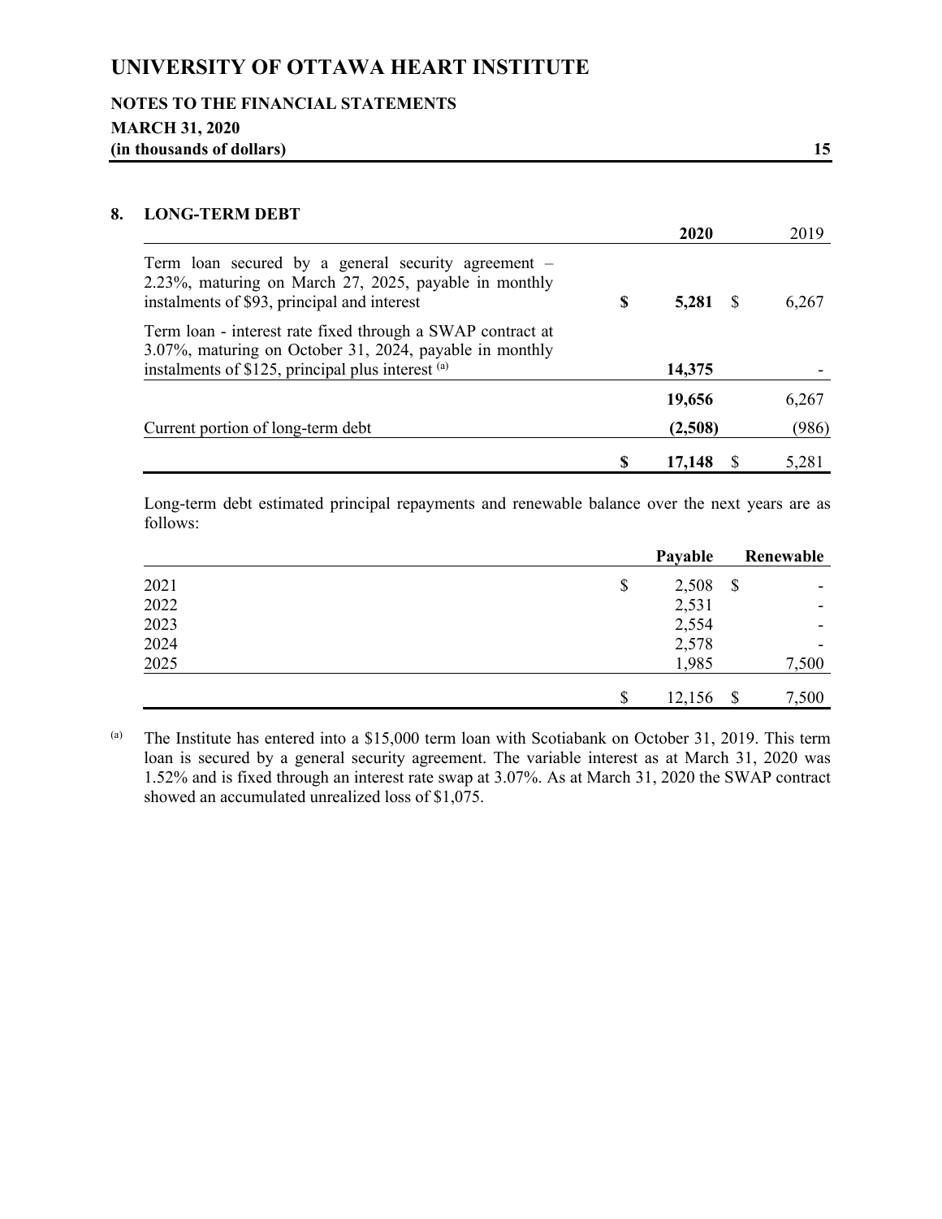## 8. LONG-TERM DEBT

| | 2020 | 2019 |
|---|---|---|
| Term loan secured by a general security agreement – 2.23%, maturing on March 27, 2025, payable in monthly instalments of $93, principal and interest | **$ 5,281** | $ 6,267 |
| Term loan - interest rate fixed through a SWAP contract at 3.07%, maturing on October 31, 2024, payable in monthly instalments of $125, principal plus interest [(a)] | **14,375** | - |
| | **19,656** | 6,267 |
| Current portion of long-term debt | **(2,508)** | (986) |
| | **$ 17,148** | $ 5,281 |

Long-term debt estimated principal repayments and renewable balance over the next years are as follows:

| | Payable | Renewable |
|---|---|---|
| 2021 | $ 2,508 | $ - |
| 2022 | 2,531 | - |
| 2023 | 2,554 | - |
| 2024 | 2,578 | - |
| 2025 | 1,985 | 7,500 |
| | $ 12,156 | $ 7,500 |

[(a)] The Institute has entered into a $15,000 term loan with Scotiabank on October 31, 2019. This term loan is secured by a general security agreement. The variable interest as at March 31, 2020 was 1.52% and is fixed through an interest rate swap at 3.07%. As at March 31, 2020 the SWAP contract showed an accumulated unrealized loss of $1,075.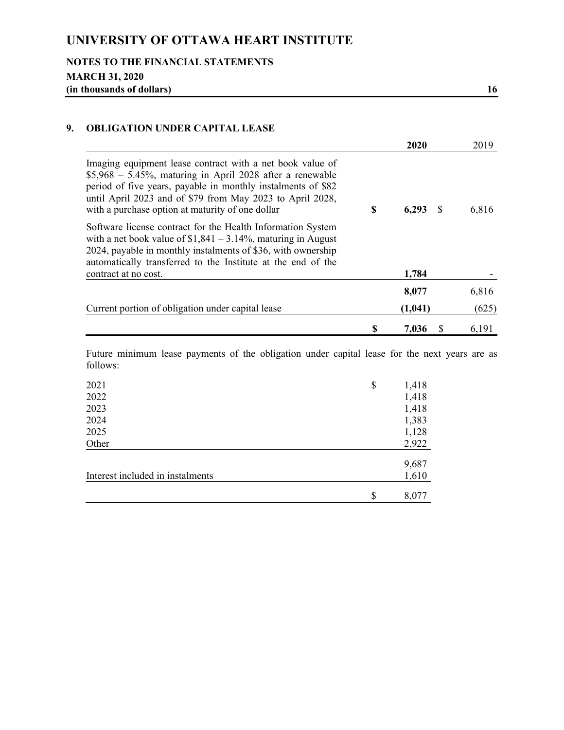## 9. OBLIGATION UNDER CAPITAL LEASE

| | 2020 | 2019 |
|---|---|---|
| Imaging equipment lease contract with a net book value of $5,968 – 5.45%, maturing in April 2028 after a renewable period of five years, payable in monthly instalments of $82 until April 2023 and of $79 from May 2023 to April 2028, with a purchase option at maturity of one dollar | **$ 6,293** | $ 6,816 |
| Software license contract for the Health Information System with a net book value of $1,841 – 3.14%, maturing in August 2024, payable in monthly instalments of $36, with ownership automatically transferred to the Institute at the end of the contract at no cost. | **1,784** | - |
| | **8,077** | 6,816 |
| Current portion of obligation under capital lease | **(1,041)** | (625) |
| | **$ 7,036** | $ 6,191 |

Future minimum lease payments of the obligation under capital lease for the next years are as follows:

| | |
|---|---|
| 2021 | $ 1,418 |
| 2022 | 1,418 |
| 2023 | 1,418 |
| 2024 | 1,383 |
| 2025 | 1,128 |
| Other | 2,922 |
| | 9,687 |
| Interest included in instalments | 1,610 |
| | $ 8,077 |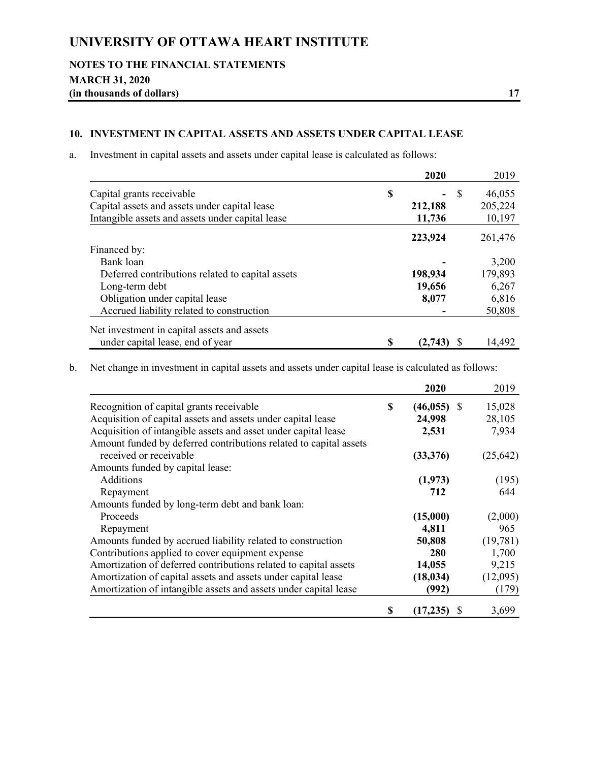# UNIVERSITY OF OTTAWA HEART INSTITUTE

**NOTES TO THE FINANCIAL STATEMENTS**
**MARCH 31, 2020**
**(in thousands of dollars)**

## 10. INVESTMENT IN CAPITAL ASSETS AND ASSETS UNDER CAPITAL LEASE

a. Investment in capital assets and assets under capital lease is calculated as follows:

| | **2020** | 2019 |
|---|---|---|
| Capital grants receivable | **$ -** | $ 46,055 |
| Capital assets and assets under capital lease | **212,188** | 205,224 |
| Intangible assets and assets under capital lease | **11,736** | 10,197 |
| | **223,924** | 261,476 |
| Financed by: | | |
| Bank loan | **-** | 3,200 |
| Deferred contributions related to capital assets | **198,934** | 179,893 |
| Long-term debt | **19,656** | 6,267 |
| Obligation under capital lease | **8,077** | 6,816 |
| Accrued liability related to construction | **-** | 50,808 |
| Net investment in capital assets and assets under capital lease, end of year | **$ (2,743)** | $ 14,492 |

b. Net change in investment in capital assets and assets under capital lease is calculated as follows:

| | **2020** | 2019 |
|---|---|---|
| Recognition of capital grants receivable | **$ (46,055)** | $ 15,028 |
| Acquisition of capital assets and assets under capital lease | **24,998** | 28,105 |
| Acquisition of intangible assets and asset under capital lease | **2,531** | 7,934 |
| Amount funded by deferred contributions related to capital assets received or receivable | **(33,376)** | (25,642) |
| Amounts funded by capital lease: | | |
| Additions | **(1,973)** | (195) |
| Repayment | **712** | 644 |
| Amounts funded by long-term debt and bank loan: | | |
| Proceeds | **(15,000)** | (2,000) |
| Repayment | **4,811** | 965 |
| Amounts funded by accrued liability related to construction | **50,808** | (19,781) |
| Contributions applied to cover equipment expense | **280** | 1,700 |
| Amortization of deferred contributions related to capital assets | **14,055** | 9,215 |
| Amortization of capital assets and assets under capital lease | **(18,034)** | (12,095) |
| Amortization of intangible assets and assets under capital lease | **(992)** | (179) |
| | **$ (17,235)** | $ 3,699 |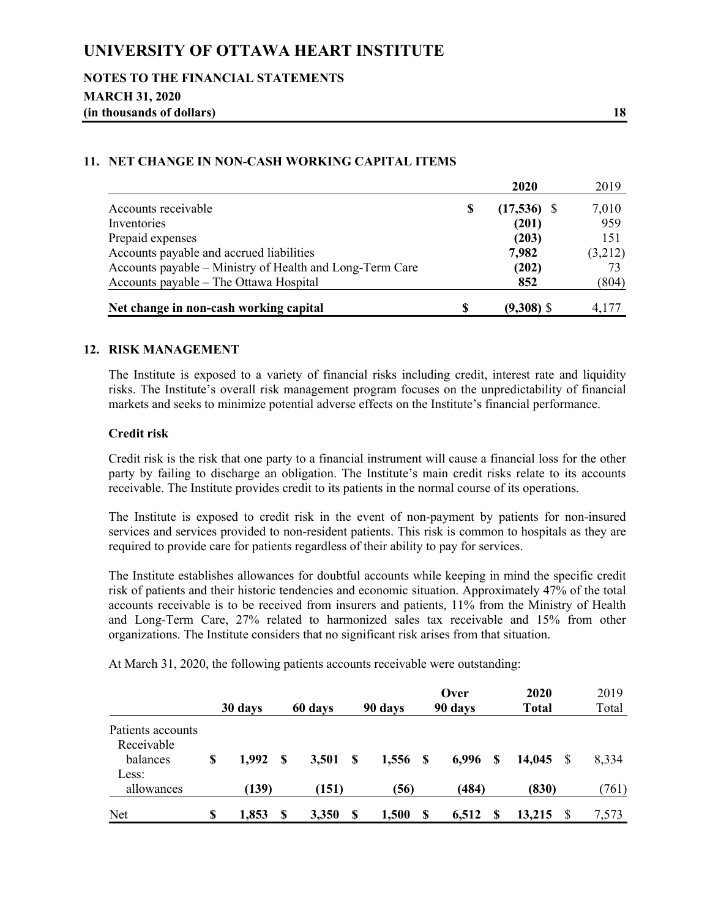## 11. NET CHANGE IN NON-CASH WORKING CAPITAL ITEMS

| | 2020 | 2019 |
|---|---|---|
| Accounts receivable | $ (17,536) | $ 7,010 |
| Inventories | (201) | 959 |
| Prepaid expenses | (203) | 151 |
| Accounts payable and accrued liabilities | 7,982 | (3,212) |
| Accounts payable – Ministry of Health and Long-Term Care | (202) | 73 |
| Accounts payable – The Ottawa Hospital | 852 | (804) |
| **Net change in non-cash working capital** | **$ (9,308)** | $ 4,177 |

## 12. RISK MANAGEMENT

The Institute is exposed to a variety of financial risks including credit, interest rate and liquidity risks. The Institute's overall risk management program focuses on the unpredictability of financial markets and seeks to minimize potential adverse effects on the Institute's financial performance.

### Credit risk

Credit risk is the risk that one party to a financial instrument will cause a financial loss for the other party by failing to discharge an obligation. The Institute's main credit risks relate to its accounts receivable. The Institute provides credit to its patients in the normal course of its operations.

The Institute is exposed to credit risk in the event of non-payment by patients for non-insured services and services provided to non-resident patients. This risk is common to hospitals as they are required to provide care for patients regardless of their ability to pay for services.

The Institute establishes allowances for doubtful accounts while keeping in mind the specific credit risk of patients and their historic tendencies and economic situation. Approximately 47% of the total accounts receivable is to be received from insurers and patients, 11% from the Ministry of Health and Long-Term Care, 27% related to harmonized sales tax receivable and 15% from other organizations. The Institute considers that no significant risk arises from that situation.

At March 31, 2020, the following patients accounts receivable were outstanding:

| | 30 days | 60 days | 90 days | Over 90 days | 2020 Total | 2019 Total |
|---|---|---|---|---|---|---|
| Patients accounts Receivable balances | $ 1,992 | $ 3,501 | $ 1,556 | $ 6,996 | $ 14,045 | $ 8,334 |
| Less: allowances | (139) | (151) | (56) | (484) | (830) | (761) |
| Net | $ 1,853 | $ 3,350 | $ 1,500 | $ 6,512 | $ 13,215 | $ 7,573 |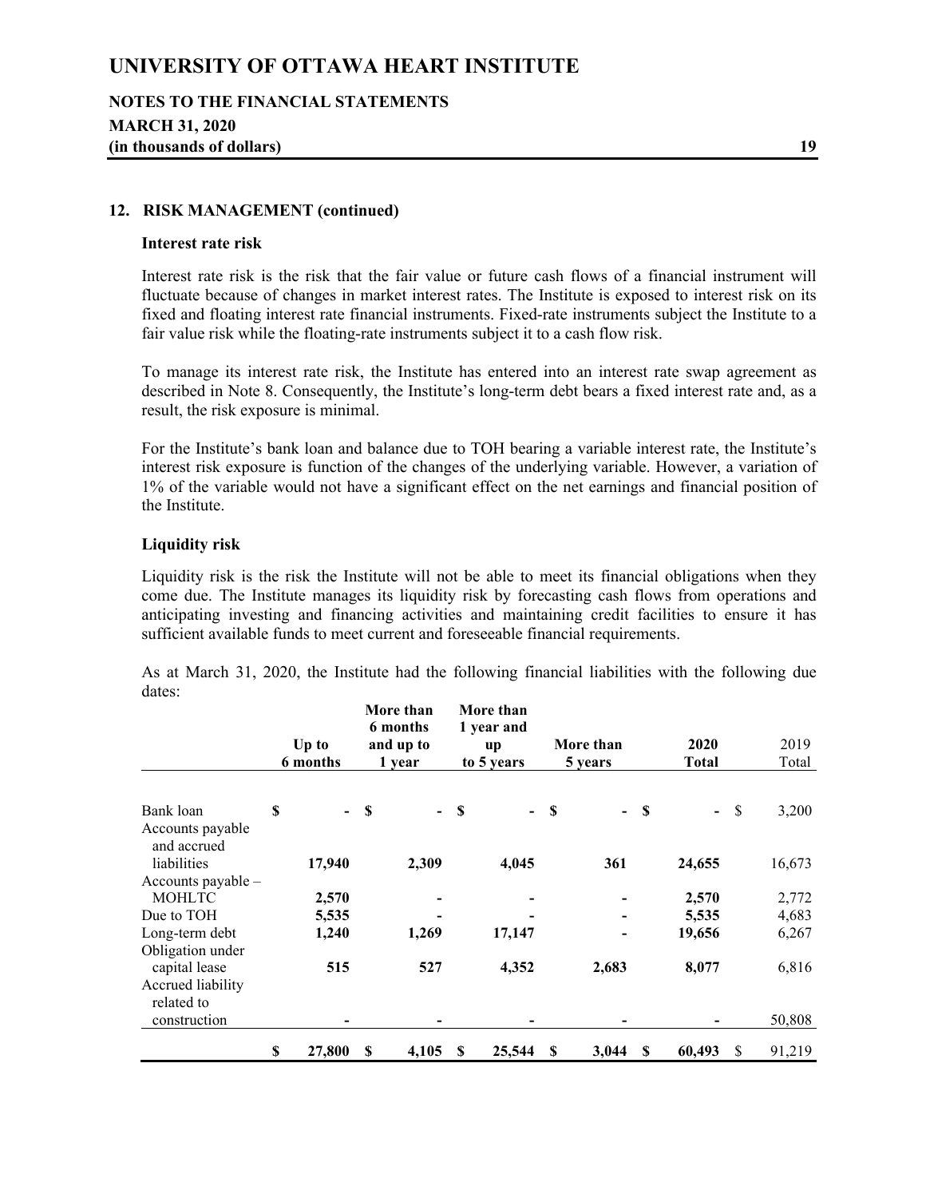## 12. RISK MANAGEMENT (continued)

### Interest rate risk

Interest rate risk is the risk that the fair value or future cash flows of a financial instrument will fluctuate because of changes in market interest rates. The Institute is exposed to interest risk on its fixed and floating interest rate financial instruments. Fixed-rate instruments subject the Institute to a fair value risk while the floating-rate instruments subject it to a cash flow risk.

To manage its interest rate risk, the Institute has entered into an interest rate swap agreement as described in Note 8. Consequently, the Institute's long-term debt bears a fixed interest rate and, as a result, the risk exposure is minimal.

For the Institute's bank loan and balance due to TOH bearing a variable interest rate, the Institute's interest risk exposure is function of the changes of the underlying variable. However, a variation of 1% of the variable would not have a significant effect on the net earnings and financial position of the Institute.

### Liquidity risk

Liquidity risk is the risk the Institute will not be able to meet its financial obligations when they come due. The Institute manages its liquidity risk by forecasting cash flows from operations and anticipating investing and financing activities and maintaining credit facilities to ensure it has sufficient available funds to meet current and foreseeable financial requirements.

As at March 31, 2020, the Institute had the following financial liabilities with the following due dates:

| | Up to 6 months | More than 6 months and up to 1 year | More than 1 year and up to 5 years | More than 5 years | 2020 Total | 2019 Total |
|---|---|---|---|---|---|---|
| Bank loan | $ - | $ - | $ - | $ - | $ - | $ 3,200 |
| Accounts payable and accrued liabilities | 17,940 | 2,309 | 4,045 | 361 | 24,655 | 16,673 |
| Accounts payable – MOHLTC | 2,570 | - | - | - | 2,570 | 2,772 |
| Due to TOH | 5,535 | - | - | - | 5,535 | 4,683 |
| Long-term debt | 1,240 | 1,269 | 17,147 | - | 19,656 | 6,267 |
| Obligation under capital lease | 515 | 527 | 4,352 | 2,683 | 8,077 | 6,816 |
| Accrued liability related to construction | - | - | - | - | - | 50,808 |
| | $ 27,800 | $ 4,105 | $ 25,544 | $ 3,044 | $ 60,493 | $ 91,219 |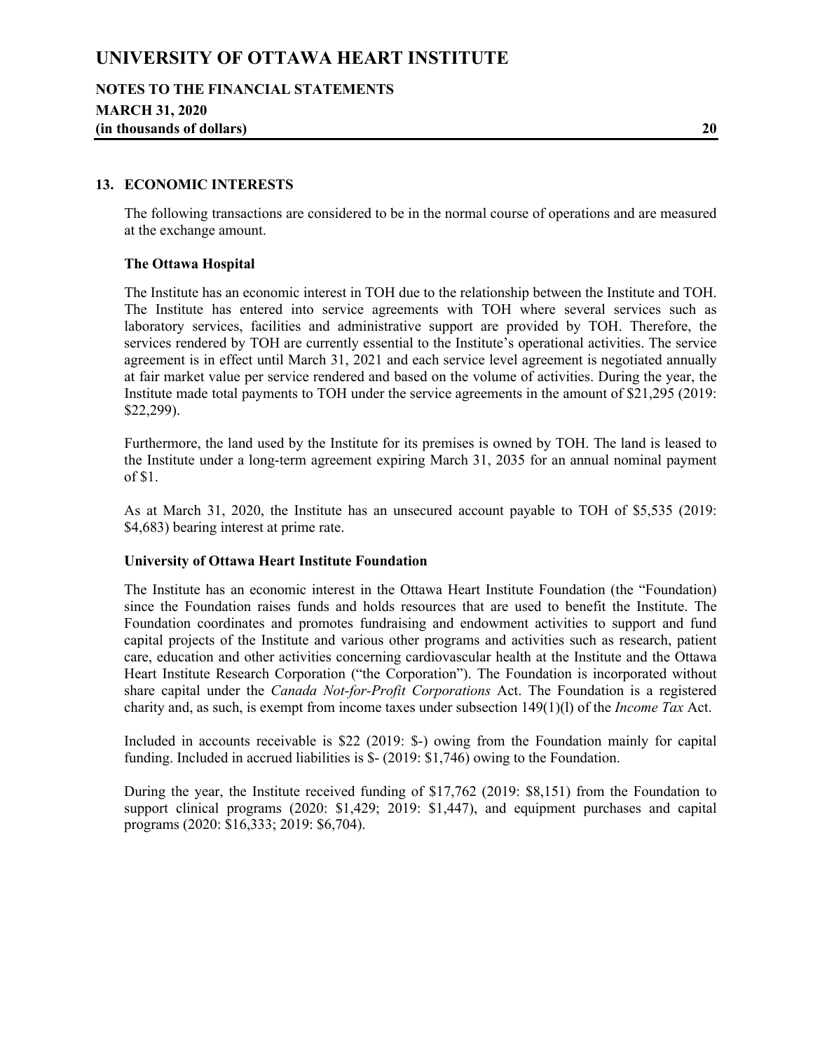## 13. ECONOMIC INTERESTS

The following transactions are considered to be in the normal course of operations and are measured at the exchange amount.

### The Ottawa Hospital

The Institute has an economic interest in TOH due to the relationship between the Institute and TOH. The Institute has entered into service agreements with TOH where several services such as laboratory services, facilities and administrative support are provided by TOH. Therefore, the services rendered by TOH are currently essential to the Institute's operational activities. The service agreement is in effect until March 31, 2021 and each service level agreement is negotiated annually at fair market value per service rendered and based on the volume of activities. During the year, the Institute made total payments to TOH under the service agreements in the amount of $21,295 (2019: $22,299).

Furthermore, the land used by the Institute for its premises is owned by TOH. The land is leased to the Institute under a long-term agreement expiring March 31, 2035 for an annual nominal payment of $1.

As at March 31, 2020, the Institute has an unsecured account payable to TOH of $5,535 (2019: $4,683) bearing interest at prime rate.

### University of Ottawa Heart Institute Foundation

The Institute has an economic interest in the Ottawa Heart Institute Foundation (the "Foundation) since the Foundation raises funds and holds resources that are used to benefit the Institute. The Foundation coordinates and promotes fundraising and endowment activities to support and fund capital projects of the Institute and various other programs and activities such as research, patient care, education and other activities concerning cardiovascular health at the Institute and the Ottawa Heart Institute Research Corporation ("the Corporation"). The Foundation is incorporated without share capital under the *Canada Not-for-Profit Corporations* Act. The Foundation is a registered charity and, as such, is exempt from income taxes under subsection 149(1)(l) of the *Income Tax* Act.

Included in accounts receivable is $22 (2019: $-) owing from the Foundation mainly for capital funding. Included in accrued liabilities is $- (2019: $1,746) owing to the Foundation.

During the year, the Institute received funding of $17,762 (2019: $8,151) from the Foundation to support clinical programs (2020: $1,429; 2019: $1,447), and equipment purchases and capital programs (2020: $16,333; 2019: $6,704).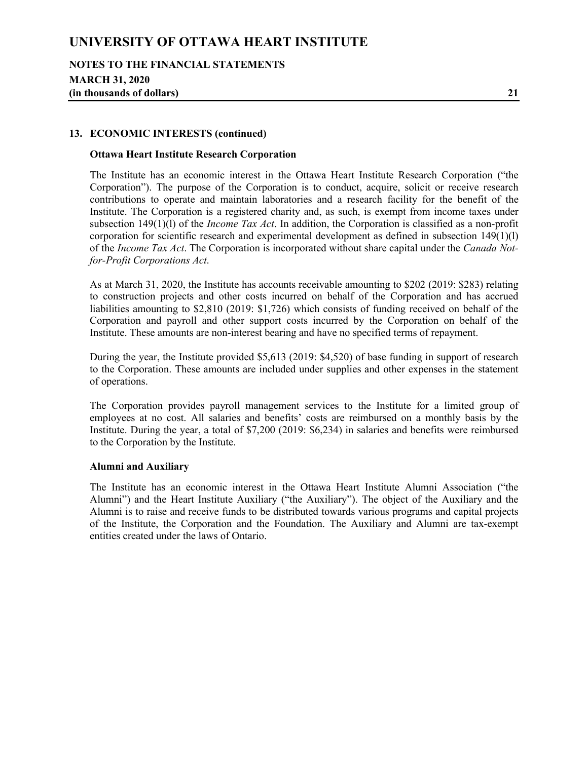## 13. ECONOMIC INTERESTS (continued)

### Ottawa Heart Institute Research Corporation

The Institute has an economic interest in the Ottawa Heart Institute Research Corporation ("the Corporation"). The purpose of the Corporation is to conduct, acquire, solicit or receive research contributions to operate and maintain laboratories and a research facility for the benefit of the Institute. The Corporation is a registered charity and, as such, is exempt from income taxes under subsection 149(1)(l) of the *Income Tax Act*. In addition, the Corporation is classified as a non-profit corporation for scientific research and experimental development as defined in subsection 149(1)(l) of the *Income Tax Act*. The Corporation is incorporated without share capital under the *Canada Not-for-Profit Corporations Act*.

As at March 31, 2020, the Institute has accounts receivable amounting to $202 (2019: $283) relating to construction projects and other costs incurred on behalf of the Corporation and has accrued liabilities amounting to $2,810 (2019: $1,726) which consists of funding received on behalf of the Corporation and payroll and other support costs incurred by the Corporation on behalf of the Institute. These amounts are non-interest bearing and have no specified terms of repayment.

During the year, the Institute provided $5,613 (2019: $4,520) of base funding in support of research to the Corporation. These amounts are included under supplies and other expenses in the statement of operations.

The Corporation provides payroll management services to the Institute for a limited group of employees at no cost. All salaries and benefits' costs are reimbursed on a monthly basis by the Institute. During the year, a total of $7,200 (2019: $6,234) in salaries and benefits were reimbursed to the Corporation by the Institute.

### Alumni and Auxiliary

The Institute has an economic interest in the Ottawa Heart Institute Alumni Association ("the Alumni") and the Heart Institute Auxiliary ("the Auxiliary"). The object of the Auxiliary and the Alumni is to raise and receive funds to be distributed towards various programs and capital projects of the Institute, the Corporation and the Foundation. The Auxiliary and Alumni are tax-exempt entities created under the laws of Ontario.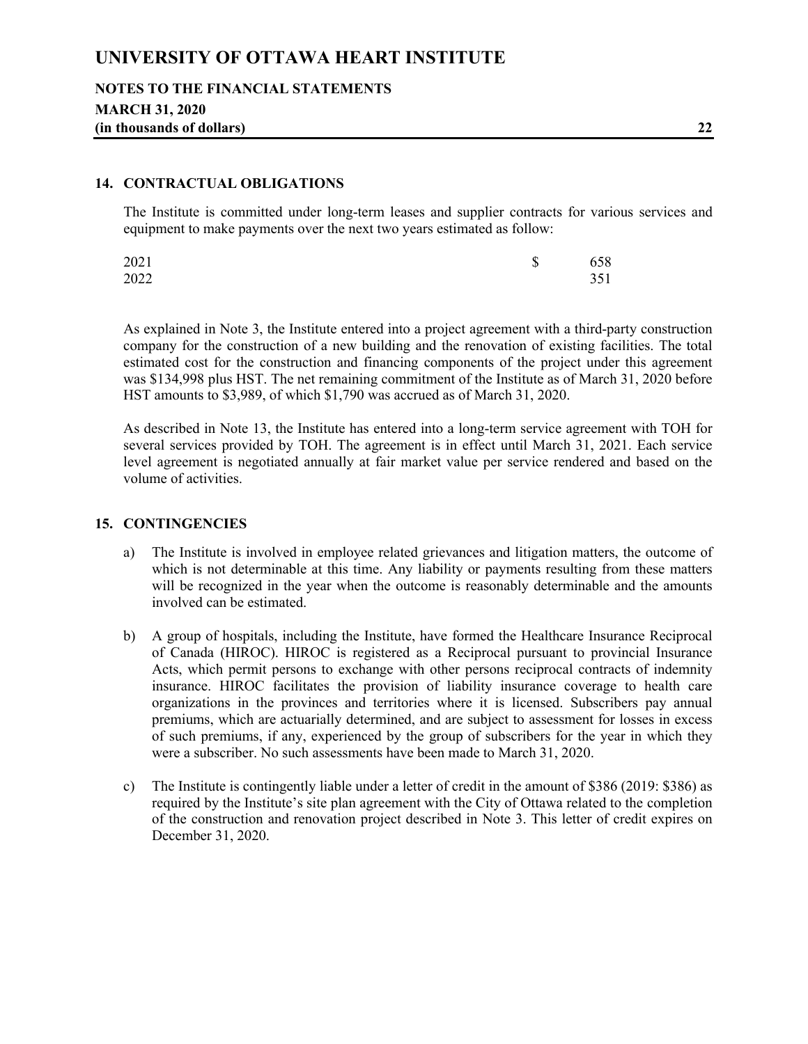## 14. CONTRACTUAL OBLIGATIONS

The Institute is committed under long-term leases and supplier contracts for various services and equipment to make payments over the next two years estimated as follow:

| | | |
|---|---|---|
| 2021 | $ | 658 |
| 2022 | | 351 |

As explained in Note 3, the Institute entered into a project agreement with a third-party construction company for the construction of a new building and the renovation of existing facilities. The total estimated cost for the construction and financing components of the project under this agreement was $134,998 plus HST. The net remaining commitment of the Institute as of March 31, 2020 before HST amounts to $3,989, of which $1,790 was accrued as of March 31, 2020.

As described in Note 13, the Institute has entered into a long-term service agreement with TOH for several services provided by TOH. The agreement is in effect until March 31, 2021. Each service level agreement is negotiated annually at fair market value per service rendered and based on the volume of activities.

## 15. CONTINGENCIES

a) The Institute is involved in employee related grievances and litigation matters, the outcome of which is not determinable at this time. Any liability or payments resulting from these matters will be recognized in the year when the outcome is reasonably determinable and the amounts involved can be estimated.

b) A group of hospitals, including the Institute, have formed the Healthcare Insurance Reciprocal of Canada (HIROC). HIROC is registered as a Reciprocal pursuant to provincial Insurance Acts, which permit persons to exchange with other persons reciprocal contracts of indemnity insurance. HIROC facilitates the provision of liability insurance coverage to health care organizations in the provinces and territories where it is licensed. Subscribers pay annual premiums, which are actuarially determined, and are subject to assessment for losses in excess of such premiums, if any, experienced by the group of subscribers for the year in which they were a subscriber. No such assessments have been made to March 31, 2020.

c) The Institute is contingently liable under a letter of credit in the amount of $386 (2019: $386) as required by the Institute's site plan agreement with the City of Ottawa related to the completion of the construction and renovation project described in Note 3. This letter of credit expires on December 31, 2020.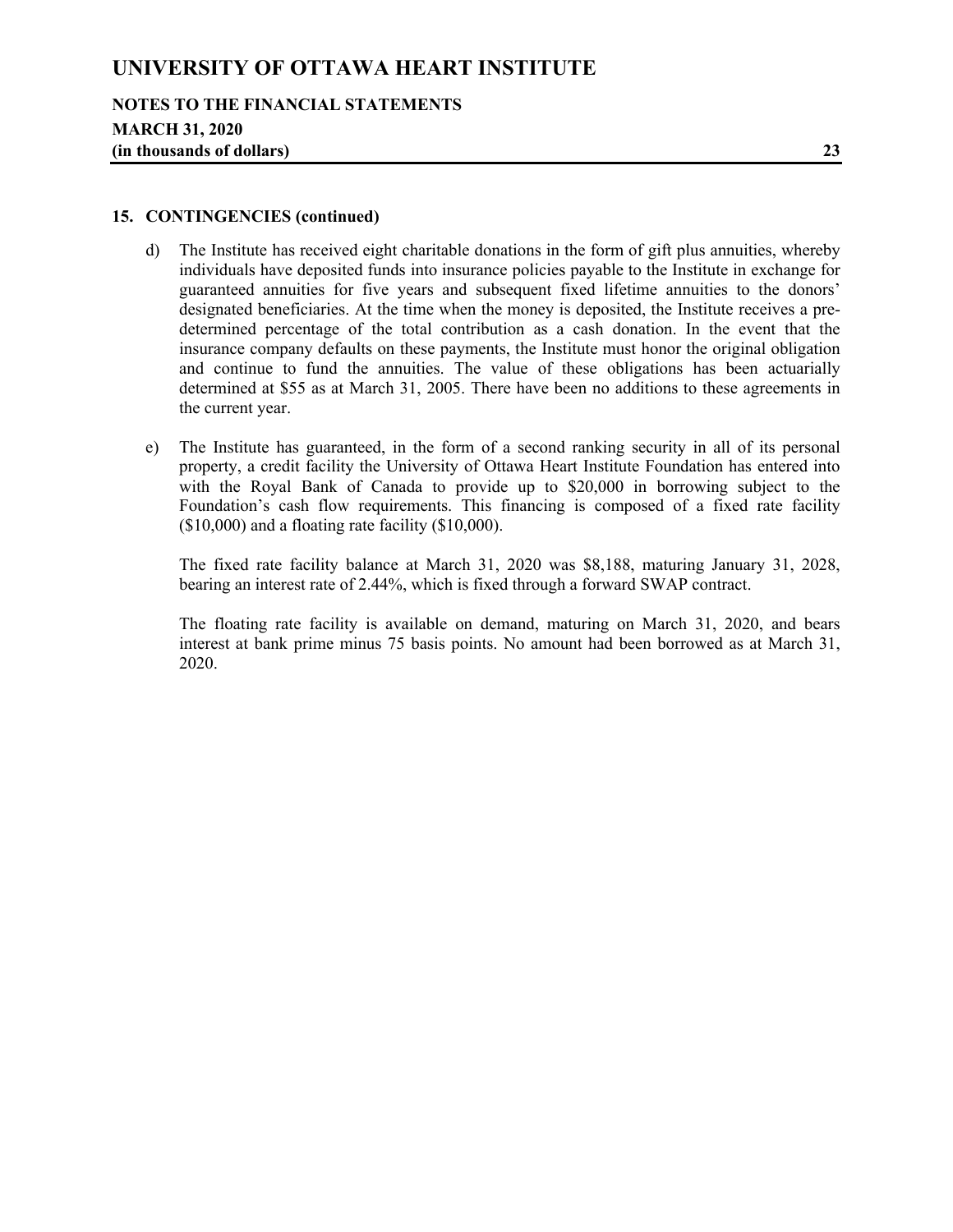## 15. CONTINGENCIES (continued)

d) The Institute has received eight charitable donations in the form of gift plus annuities, whereby individuals have deposited funds into insurance policies payable to the Institute in exchange for guaranteed annuities for five years and subsequent fixed lifetime annuities to the donors' designated beneficiaries. At the time when the money is deposited, the Institute receives a pre-determined percentage of the total contribution as a cash donation. In the event that the insurance company defaults on these payments, the Institute must honor the original obligation and continue to fund the annuities. The value of these obligations has been actuarially determined at $55 as at March 31, 2005. There have been no additions to these agreements in the current year.

e) The Institute has guaranteed, in the form of a second ranking security in all of its personal property, a credit facility the University of Ottawa Heart Institute Foundation has entered into with the Royal Bank of Canada to provide up to $20,000 in borrowing subject to the Foundation's cash flow requirements. This financing is composed of a fixed rate facility ($10,000) and a floating rate facility ($10,000).

   The fixed rate facility balance at March 31, 2020 was $8,188, maturing January 31, 2028, bearing an interest rate of 2.44%, which is fixed through a forward SWAP contract.

   The floating rate facility is available on demand, maturing on March 31, 2020, and bears interest at bank prime minus 75 basis points. No amount had been borrowed as at March 31, 2020.